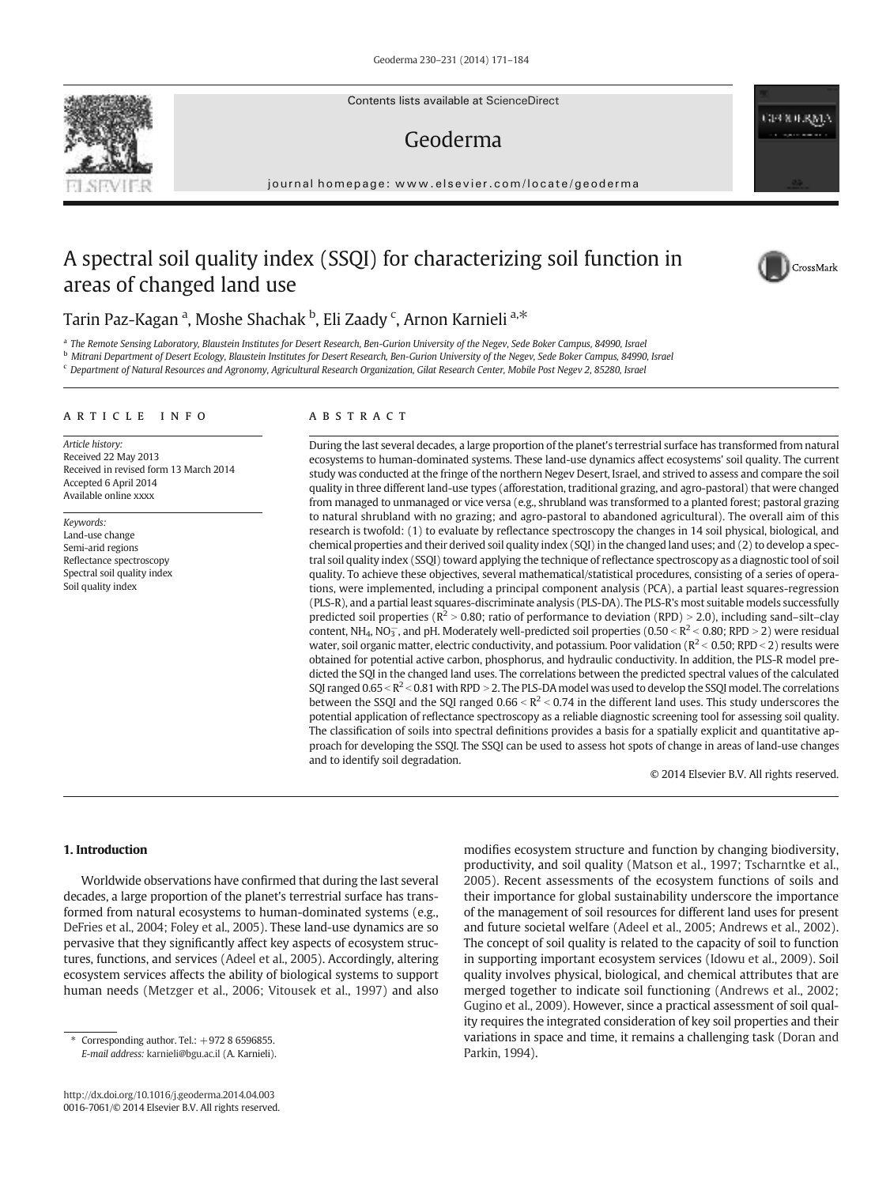# A spectral soil quality index (SSQI) for characterizing soil function in areas of changed land use

Tarin Paz-Kagan [a], Moshe Shachak [b], Eli Zaady [c], Arnon Karnieli [a,*]

[a] The Remote Sensing Laboratory, Blaustein Institutes for Desert Research, Ben-Gurion University of the Negev, Sede Boker Campus, 84990, Israel
[b] Mitrani Department of Desert Ecology, Blaustein Institutes for Desert Research, Ben-Gurion University of the Negev, Sede Boker Campus, 84990, Israel
[c] Department of Natural Resources and Agronomy, Agricultural Research Organization, Gilat Research Center, Mobile Post Negev 2, 85280, Israel

## ARTICLE INFO

*Article history:*
Received 22 May 2013
Received in revised form 13 March 2014
Accepted 6 April 2014
Available online xxxx

*Keywords:*
Land-use change
Semi-arid regions
Reflectance spectroscopy
Spectral soil quality index
Soil quality index

## ABSTRACT

During the last several decades, a large proportion of the planet's terrestrial surface has transformed from natural ecosystems to human-dominated systems. These land-use dynamics affect ecosystems' soil quality. The current study was conducted at the fringe of the northern Negev Desert, Israel, and strived to assess and compare the soil quality in three different land-use types (afforestation, traditional grazing, and agro-pastoral) that were changed from managed to unmanaged or vice versa (e.g., shrubland was transformed to a planted forest; pastoral grazing to natural shrubland with no grazing; and agro-pastoral to abandoned agricultural). The overall aim of this research is twofold: (1) to evaluate by reflectance spectroscopy the changes in 14 soil physical, biological, and chemical properties and their derived soil quality index (SQI) in the changed land uses; and (2) to develop a spectral soil quality index (SSQI) toward applying the technique of reflectance spectroscopy as a diagnostic tool of soil quality. To achieve these objectives, several mathematical/statistical procedures, consisting of a series of operations, were implemented, including a principal component analysis (PCA), a partial least squares-regression (PLS-R), and a partial least squares-discriminate analysis (PLS-DA). The PLS-R's most suitable models successfully predicted soil properties ($R^2 > 0.80$; ratio of performance to deviation (RPD) > 2.0), including sand–silt–clay content, $NH_4$, $NO_3^-$, and pH. Moderately well-predicted soil properties ($0.50 < R^2 < 0.80$; RPD > 2) were residual water, soil organic matter, electric conductivity, and potassium. Poor validation ($R^2 < 0.50$; RPD < 2) results were obtained for potential active carbon, phosphorus, and hydraulic conductivity. In addition, the PLS-R model predicted the SQI in the changed land uses. The correlations between the predicted spectral values of the calculated SQI ranged $0.65 < R^2 < 0.81$ with RPD > 2. The PLS-DA model was used to develop the SSQI model. The correlations between the SSQI and the SQI ranged $0.66 < R^2 < 0.74$ in the different land uses. This study underscores the potential application of reflectance spectroscopy as a reliable diagnostic screening tool for assessing soil quality. The classification of soils into spectral definitions provides a basis for a spatially explicit and quantitative approach for developing the SSQI. The SSQI can be used to assess hot spots of change in areas of land-use changes and to identify soil degradation.

© 2014 Elsevier B.V. All rights reserved.

## 1. Introduction

Worldwide observations have confirmed that during the last several decades, a large proportion of the planet's terrestrial surface has transformed from natural ecosystems to human-dominated systems (e.g., DeFries et al., 2004; Foley et al., 2005). These land-use dynamics are so pervasive that they significantly affect key aspects of ecosystem structures, functions, and services (Adeel et al., 2005). Accordingly, altering ecosystem services affects the ability of biological systems to support human needs (Metzger et al., 2006; Vitousek et al., 1997) and also modifies ecosystem structure and function by changing biodiversity, productivity, and soil quality (Matson et al., 1997; Tscharntke et al., 2005). Recent assessments of the ecosystem functions of soils and their importance for global sustainability underscore the importance of the management of soil resources for different land uses for present and future societal welfare (Adeel et al., 2005; Andrews et al., 2002). The concept of soil quality is related to the capacity of soil to function in supporting important ecosystem services (Idowu et al., 2009). Soil quality involves physical, biological, and chemical attributes that are merged together to indicate soil functioning (Andrews et al., 2002; Gugino et al., 2009). However, since a practical assessment of soil quality requires the integrated consideration of key soil properties and their variations in space and time, it remains a challenging task (Doran and Parkin, 1994).

\* Corresponding author. Tel.: +972 8 6596855.
*E-mail address:* karnieli@bgu.ac.il (A. Karnieli).

http://dx.doi.org/10.1016/j.geoderma.2014.04.003
0016-7061/© 2014 Elsevier B.V. All rights reserved.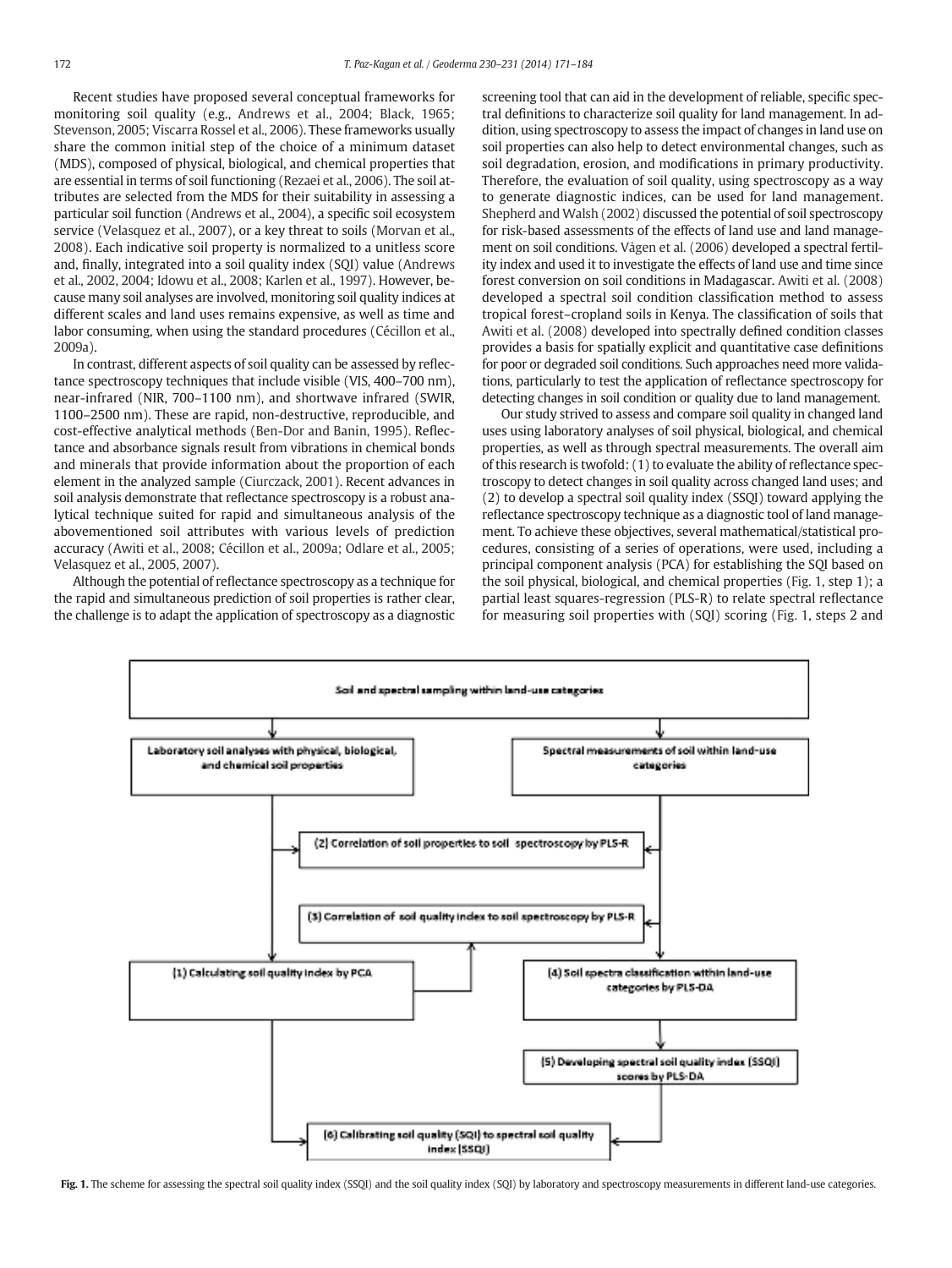Recent studies have proposed several conceptual frameworks for monitoring soil quality (e.g., Andrews et al., 2004; Black, 1965; Stevenson, 2005; Viscarra Rossel et al., 2006). These frameworks usually share the common initial step of the choice of a minimum dataset (MDS), composed of physical, biological, and chemical properties that are essential in terms of soil functioning (Rezaei et al., 2006). The soil attributes are selected from the MDS for their suitability in assessing a particular soil function (Andrews et al., 2004), a specific soil ecosystem service (Velasquez et al., 2007), or a key threat to soils (Morvan et al., 2008). Each indicative soil property is normalized to a unitless score and, finally, integrated into a soil quality index (SQI) value (Andrews et al., 2002, 2004; Idowu et al., 2008; Karlen et al., 1997). However, because many soil analyses are involved, monitoring soil quality indices at different scales and land uses remains expensive, as well as time and labor consuming, when using the standard procedures (Cécillon et al., 2009a).

In contrast, different aspects of soil quality can be assessed by reflectance spectroscopy techniques that include visible (VIS, 400–700 nm), near-infrared (NIR, 700–1100 nm), and shortwave infrared (SWIR, 1100–2500 nm). These are rapid, non-destructive, reproducible, and cost-effective analytical methods (Ben-Dor and Banin, 1995). Reflectance and absorbance signals result from vibrations in chemical bonds and minerals that provide information about the proportion of each element in the analyzed sample (Ciurczack, 2001). Recent advances in soil analysis demonstrate that reflectance spectroscopy is a robust analytical technique suited for rapid and simultaneous analysis of the abovementioned soil attributes with various levels of prediction accuracy (Awiti et al., 2008; Cécillon et al., 2009a; Odlare et al., 2005; Velasquez et al., 2005, 2007).

Although the potential of reflectance spectroscopy as a technique for the rapid and simultaneous prediction of soil properties is rather clear, the challenge is to adapt the application of spectroscopy as a diagnostic screening tool that can aid in the development of reliable, specific spectral definitions to characterize soil quality for land management. In addition, using spectroscopy to assess the impact of changes in land use on soil properties can also help to detect environmental changes, such as soil degradation, erosion, and modifications in primary productivity. Therefore, the evaluation of soil quality, using spectroscopy as a way to generate diagnostic indices, can be used for land management. Shepherd and Walsh (2002) discussed the potential of soil spectroscopy for risk-based assessments of the effects of land use and land management on soil conditions. Vågen et al. (2006) developed a spectral fertility index and used it to investigate the effects of land use and time since forest conversion on soil conditions in Madagascar. Awiti et al. (2008) developed a spectral soil condition classification method to assess tropical forest–cropland soils in Kenya. The classification of soils that Awiti et al. (2008) developed into spectrally defined condition classes provides a basis for spatially explicit and quantitative case definitions for poor or degraded soil conditions. Such approaches need more validations, particularly to test the application of reflectance spectroscopy for detecting changes in soil condition or quality due to land management.

Our study strived to assess and compare soil quality in changed land uses using laboratory analyses of soil physical, biological, and chemical properties, as well as through spectral measurements. The overall aim of this research is twofold: (1) to evaluate the ability of reflectance spectroscopy to detect changes in soil quality across changed land uses; and (2) to develop a spectral soil quality index (SSQI) toward applying the reflectance spectroscopy technique as a diagnostic tool of land management. To achieve these objectives, several mathematical/statistical procedures, consisting of a series of operations, were used, including a principal component analysis (PCA) for establishing the SQI based on the soil physical, biological, and chemical properties (Fig. 1, step 1); a partial least squares-regression (PLS-R) to relate spectral reflectance for measuring soil properties with (SQI) scoring (Fig. 1, steps 2 and

**Fig. 1.** The scheme for assessing the spectral soil quality index (SSQI) and the soil quality index (SQI) by laboratory and spectroscopy measurements in different land-use categories.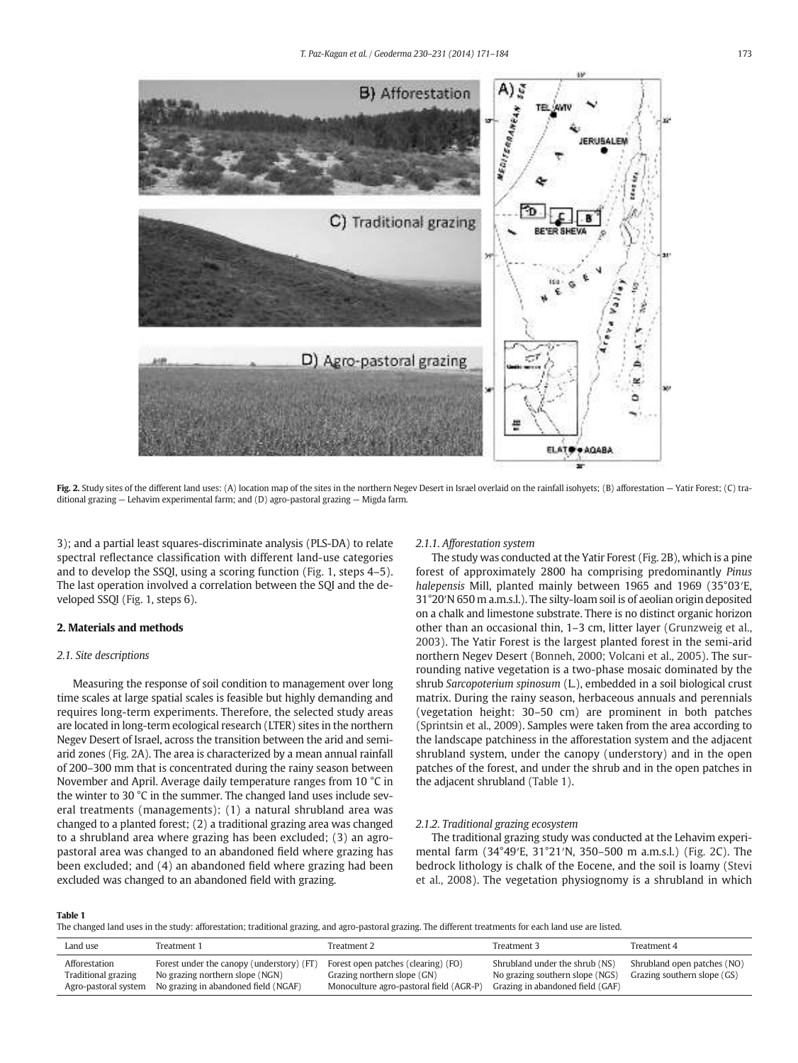Fig. 2. Study sites of the different land uses: (A) location map of the sites in the northern Negev Desert in Israel overlaid on the rainfall isohyets; (B) afforestation — Yatir Forest; (C) traditional grazing — Lehavim experimental farm; and (D) agro-pastoral grazing — Migda farm.

3); and a partial least squares-discriminate analysis (PLS-DA) to relate spectral reflectance classification with different land-use categories and to develop the SSQI, using a scoring function (Fig. 1, steps 4–5). The last operation involved a correlation between the SQI and the developed SSQI (Fig. 1, steps 6).

## 2. Materials and methods

### 2.1. Site descriptions

Measuring the response of soil condition to management over long time scales at large spatial scales is feasible but highly demanding and requires long-term experiments. Therefore, the selected study areas are located in long-term ecological research (LTER) sites in the northern Negev Desert of Israel, across the transition between the arid and semi-arid zones (Fig. 2A). The area is characterized by a mean annual rainfall of 200–300 mm that is concentrated during the rainy season between November and April. Average daily temperature ranges from 10 °C in the winter to 30 °C in the summer. The changed land uses include several treatments (managements): (1) a natural shrubland area was changed to a planted forest; (2) a traditional grazing area was changed to a shrubland area where grazing has been excluded; (3) an agro-pastoral area was changed to an abandoned field where grazing has been excluded; and (4) an abandoned field where grazing had been excluded was changed to an abandoned field with grazing.

#### 2.1.1. Afforestation system

The study was conducted at the Yatir Forest (Fig. 2B), which is a pine forest of approximately 2800 ha comprising predominantly *Pinus halepensis* Mill, planted mainly between 1965 and 1969 (35°03′E, 31°20′N 650 m a.m.s.l.). The silty-loam soil is of aeolian origin deposited on a chalk and limestone substrate. There is no distinct organic horizon other than an occasional thin, 1–3 cm, litter layer (Grunzweig et al., 2003). The Yatir Forest is the largest planted forest in the semi-arid northern Negev Desert (Bonneh, 2000; Volcani et al., 2005). The surrounding native vegetation is a two-phase mosaic dominated by the shrub *Sarcopoterium spinosum* (L.), embedded in a soil biological crust matrix. During the rainy season, herbaceous annuals and perennials (vegetation height: 30–50 cm) are prominent in both patches (Sprintsin et al., 2009). Samples were taken from the area according to the landscape patchiness in the afforestation system and the adjacent shrubland system, under the canopy (understory) and in the open patches of the forest, and under the shrub and in the open patches in the adjacent shrubland (Table 1).

#### 2.1.2. Traditional grazing ecosystem

The traditional grazing study was conducted at the Lehavim experimental farm (34°49′E, 31°21′N, 350–500 m a.m.s.l.) (Fig. 2C). The bedrock lithology is chalk of the Eocene, and the soil is loamy (Stevi et al., 2008). The vegetation physiognomy is a shrubland in which

**Table 1**
The changed land uses in the study: afforestation; traditional grazing, and agro-pastoral grazing. The different treatments for each land use are listed.

| Land use | Treatment 1 | Treatment 2 | Treatment 3 | Treatment 4 |
|---|---|---|---|---|
| Afforestation | Forest under the canopy (understory) (FT) | Forest open patches (clearing) (FO) | Shrubland under the shrub (NS) | Shrubland open patches (NO) |
| Traditional grazing | No grazing northern slope (NGN) | Grazing northern slope (GN) | No grazing southern slope (NGS) | Grazing southern slope (GS) |
| Agro-pastoral system | No grazing in abandoned field (NGAF) | Monoculture agro-pastoral field (AGR-P) | Grazing in abandoned field (GAF) | |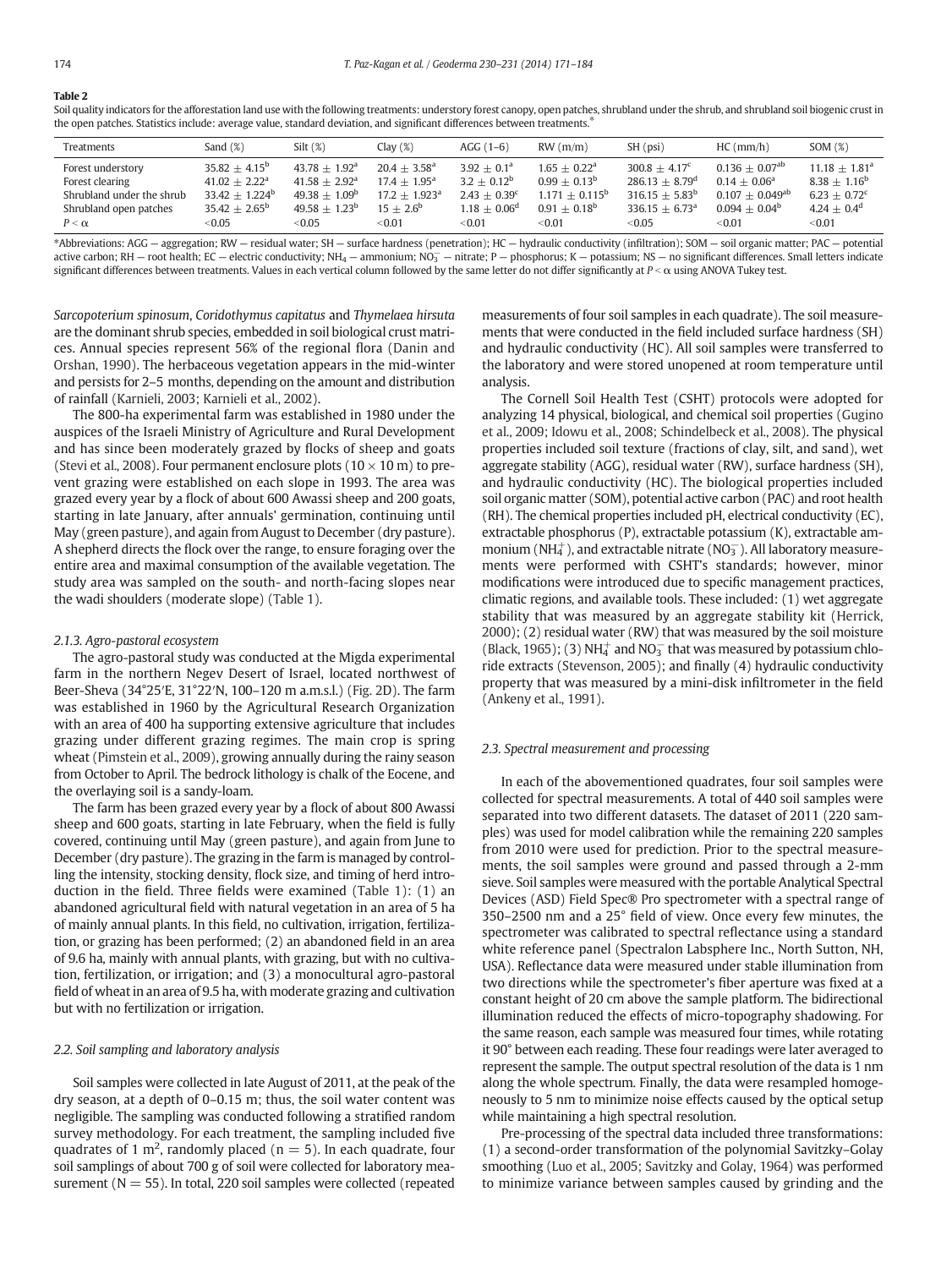**Table 2**

Soil quality indicators for the afforestation land use with the following treatments: understory forest canopy, open patches, shrubland under the shrub, and shrubland soil biogenic crust in the open patches. Statistics include: average value, standard deviation, and significant differences between treatments.*

| Treatments | Sand (%) | Silt (%) | Clay (%) | AGG (1–6) | RW (m/m) | SH (psi) | HC (mm/h) | SOM (%) |
|---|---|---|---|---|---|---|---|---|
| Forest understory | $35.82 \pm 4.15^{b}$ | $43.78 \pm 1.92^{a}$ | $20.4 \pm 3.58^{a}$ | $3.92 \pm 0.1^{a}$ | $1.65 \pm 0.22^{a}$ | $300.8 \pm 4.17^{c}$ | $0.136 \pm 0.07^{ab}$ | $11.18 \pm 1.81^{a}$ |
| Forest clearing | $41.02 \pm 2.22^{a}$ | $41.58 \pm 2.92^{a}$ | $17.4 \pm 1.95^{a}$ | $3.2 \pm 0.12^{b}$ | $0.99 \pm 0.13^{b}$ | $286.13 \pm 8.79^{d}$ | $0.14 \pm 0.06^{a}$ | $8.38 \pm 1.16^{b}$ |
| Shrubland under the shrub | $33.42 \pm 1.224^{b}$ | $49.38 \pm 1.09^{b}$ | $17.2 \pm 1.923^{a}$ | $2.43 \pm 0.39^{c}$ | $1.171 \pm 0.115^{b}$ | $316.15 \pm 5.83^{b}$ | $0.107 \pm 0.049^{ab}$ | $6.23 \pm 0.72^{c}$ |
| Shrubland open patches | $35.42 \pm 2.65^{b}$ | $49.58 \pm 1.23^{b}$ | $15 \pm 2.6^{b}$ | $1.18 \pm 0.06^{d}$ | $0.91 \pm 0.18^{b}$ | $336.15 \pm 6.73^{a}$ | $0.094 \pm 0.04^{b}$ | $4.24 \pm 0.4^{d}$ |
| $P < \alpha$ | <0.05 | <0.05 | <0.01 | <0.01 | <0.01 | <0.05 | <0.01 | <0.01 |

*Abbreviations: AGG — aggregation; RW — residual water; SH — surface hardness (penetration); HC — hydraulic conductivity (infiltration); SOM — soil organic matter; PAC — potential active carbon; RH — root health; EC — electric conductivity; $NH_4$ — ammonium; $NO_3^-$ — nitrate; P — phosphorus; K — potassium; NS — no significant differences. Small letters indicate significant differences between treatments. Values in each vertical column followed by the same letter do not differ significantly at $P < \alpha$ using ANOVA Tukey test.

*Sarcopoterium spinosum*, *Coridothymus capitatus* and *Thymelaea hirsuta* are the dominant shrub species, embedded in soil biological crust matrices. Annual species represent 56% of the regional flora (Danin and Orshan, 1990). The herbaceous vegetation appears in the mid-winter and persists for 2–5 months, depending on the amount and distribution of rainfall (Karnieli, 2003; Karnieli et al., 2002).

The 800-ha experimental farm was established in 1980 under the auspices of the Israeli Ministry of Agriculture and Rural Development and has since been moderately grazed by flocks of sheep and goats (Stevi et al., 2008). Four permanent enclosure plots (10 × 10 m) to prevent grazing were established on each slope in 1993. The area was grazed every year by a flock of about 600 Awassi sheep and 200 goats, starting in late January, after annuals' germination, continuing until May (green pasture), and again from August to December (dry pasture). A shepherd directs the flock over the range, to ensure foraging over the entire area and maximal consumption of the available vegetation. The study area was sampled on the south- and north-facing slopes near the wadi shoulders (moderate slope) (Table 1).

### 2.1.3. Agro-pastoral ecosystem

The agro-pastoral study was conducted at the Migda experimental farm in the northern Negev Desert of Israel, located northwest of Beer-Sheva (34°25′E, 31°22′N, 100–120 m a.m.s.l.) (Fig. 2D). The farm was established in 1960 by the Agricultural Research Organization with an area of 400 ha supporting extensive agriculture that includes grazing under different grazing regimes. The main crop is spring wheat (Pimstein et al., 2009), growing annually during the rainy season from October to April. The bedrock lithology is chalk of the Eocene, and the overlaying soil is a sandy-loam.

The farm has been grazed every year by a flock of about 800 Awassi sheep and 600 goats, starting in late February, when the field is fully covered, continuing until May (green pasture), and again from June to December (dry pasture). The grazing in the farm is managed by controlling the intensity, stocking density, flock size, and timing of herd introduction in the field. Three fields were examined (Table 1): (1) an abandoned agricultural field with natural vegetation in an area of 5 ha of mainly annual plants. In this field, no cultivation, irrigation, fertilization, or grazing has been performed; (2) an abandoned field in an area of 9.6 ha, mainly with annual plants, with grazing, but with no cultivation, fertilization, or irrigation; and (3) a monocultural agro-pastoral field of wheat in an area of 9.5 ha, with moderate grazing and cultivation but with no fertilization or irrigation.

## 2.2. Soil sampling and laboratory analysis

Soil samples were collected in late August of 2011, at the peak of the dry season, at a depth of 0–0.15 m; thus, the soil water content was negligible. The sampling was conducted following a stratified random survey methodology. For each treatment, the sampling included five quadrates of 1 $m^2$, randomly placed ($n = 5$). In each quadrate, four soil samplings of about 700 g of soil were collected for laboratory measurement ($N = 55$). In total, 220 soil samples were collected (repeated measurements of four soil samples in each quadrate). The soil measurements that were conducted in the field included surface hardness (SH) and hydraulic conductivity (HC). All soil samples were transferred to the laboratory and were stored unopened at room temperature until analysis.

The Cornell Soil Health Test (CSHT) protocols were adopted for analyzing 14 physical, biological, and chemical soil properties (Gugino et al., 2009; Idowu et al., 2008; Schindelbeck et al., 2008). The physical properties included soil texture (fractions of clay, silt, and sand), wet aggregate stability (AGG), residual water (RW), surface hardness (SH), and hydraulic conductivity (HC). The biological properties included soil organic matter (SOM), potential active carbon (PAC) and root health (RH). The chemical properties included pH, electrical conductivity (EC), extractable phosphorus (P), extractable potassium (K), extractable ammonium ($NH_4^+$), and extractable nitrate ($NO_3^-$). All laboratory measurements were performed with CSHT's standards; however, minor modifications were introduced due to specific management practices, climatic regions, and available tools. These included: (1) wet aggregate stability that was measured by an aggregate stability kit (Herrick, 2000); (2) residual water (RW) that was measured by the soil moisture (Black, 1965); (3) $NH_4^+$ and $NO_3^-$ that was measured by potassium chloride extracts (Stevenson, 2005); and finally (4) hydraulic conductivity property that was measured by a mini-disk infiltrometer in the field (Ankeny et al., 1991).

## 2.3. Spectral measurement and processing

In each of the abovementioned quadrates, four soil samples were collected for spectral measurements. A total of 440 soil samples were separated into two different datasets. The dataset of 2011 (220 samples) was used for model calibration while the remaining 220 samples from 2010 were used for prediction. Prior to the spectral measurements, the soil samples were ground and passed through a 2-mm sieve. Soil samples were measured with the portable Analytical Spectral Devices (ASD) Field Spec® Pro spectrometer with a spectral range of 350–2500 nm and a 25° field of view. Once every few minutes, the spectrometer was calibrated to spectral reflectance using a standard white reference panel (Spectralon Labsphere Inc., North Sutton, NH, USA). Reflectance data were measured under stable illumination from two directions while the spectrometer's fiber aperture was fixed at a constant height of 20 cm above the sample platform. The bidirectional illumination reduced the effects of micro-topography shadowing. For the same reason, each sample was measured four times, while rotating it 90° between each reading. These four readings were later averaged to represent the sample. The output spectral resolution of the data is 1 nm along the whole spectrum. Finally, the data were resampled homogeneously to 5 nm to minimize noise effects caused by the optical setup while maintaining a high spectral resolution.

Pre-processing of the spectral data included three transformations: (1) a second-order transformation of the polynomial Savitzky–Golay smoothing (Luo et al., 2005; Savitzky and Golay, 1964) was performed to minimize variance between samples caused by grinding and the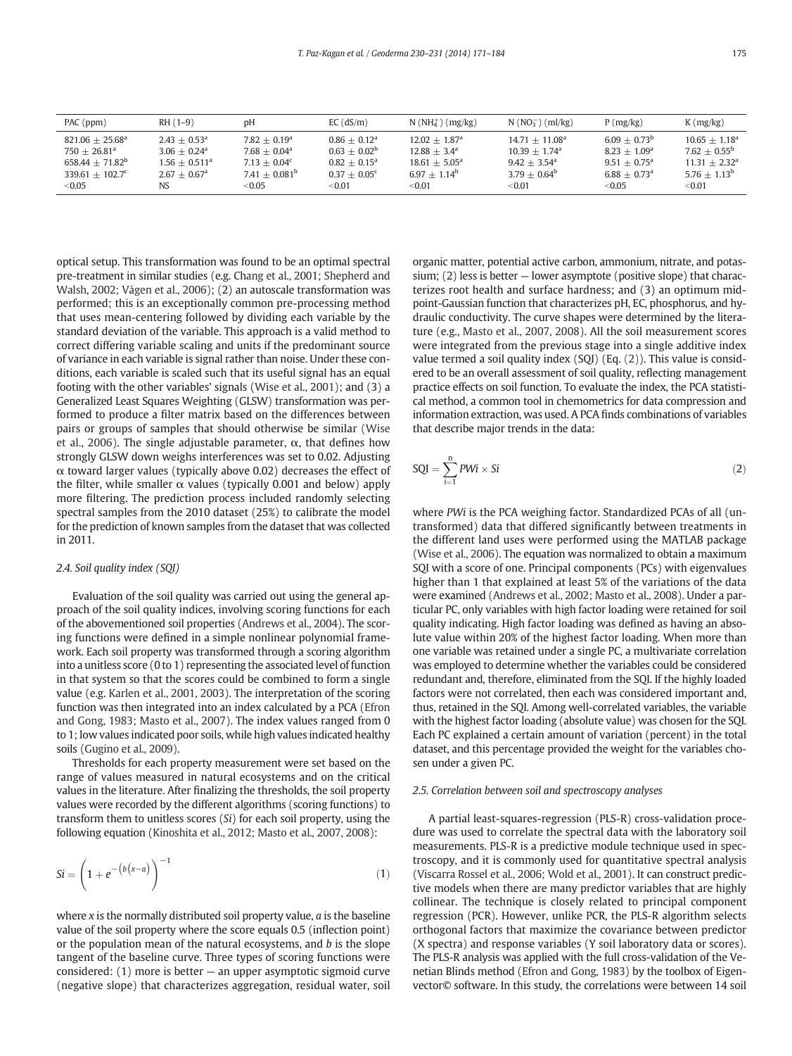| PAC (ppm) | RH (1–9) | pH | EC (dS/m) | N ($NH_4^+$) (mg/kg) | N ($NO_3^-$) (ml/kg) | P (mg/kg) | K (mg/kg) |
|---|---|---|---|---|---|---|---|
| $821.06 \pm 25.68^a$ | $2.43 \pm 0.53^a$ | $7.82 \pm 0.19^a$ | $0.86 \pm 0.12^a$ | $12.02 \pm 1.87^a$ | $14.71 \pm 11.08^a$ | $6.09 \pm 0.73^b$ | $10.65 \pm 1.18^a$ |
| $750 \pm 26.81^a$ | $3.06 \pm 0.24^a$ | $7.68 \pm 0.04^a$ | $0.63 \pm 0.02^b$ | $12.88 \pm 3.4^a$ | $10.39 \pm 1.74^a$ | $8.23 \pm 1.09^a$ | $7.62 \pm 0.55^b$ |
| $658.44 \pm 71.82^b$ | $1.56 \pm 0.511^a$ | $7.13 \pm 0.04^c$ | $0.82 \pm 0.15^a$ | $18.61 \pm 5.05^a$ | $9.42 \pm 3.54^a$ | $9.51 \pm 0.75^a$ | $11.31 \pm 2.32^a$ |
| $339.61 \pm 102.7^c$ | $2.67 \pm 0.67^a$ | $7.41 \pm 0.081^b$ | $0.37 \pm 0.05^c$ | $6.97 \pm 1.14^b$ | $3.79 \pm 0.64^b$ | $6.88 \pm 0.73^a$ | $5.76 \pm 1.13^b$ |
| <0.05 | NS | <0.05 | <0.01 | <0.01 | <0.01 | <0.05 | <0.01 |

optical setup. This transformation was found to be an optimal spectral pre-treatment in similar studies (e.g. Chang et al., 2001; Shepherd and Walsh, 2002; Vågen et al., 2006); (2) an autoscale transformation was performed; this is an exceptionally common pre-processing method that uses mean-centering followed by dividing each variable by the standard deviation of the variable. This approach is a valid method to correct differing variable scaling and units if the predominant source of variance in each variable is signal rather than noise. Under these conditions, each variable is scaled such that its useful signal has an equal footing with the other variables' signals (Wise et al., 2001); and (3) a Generalized Least Squares Weighting (GLSW) transformation was performed to produce a filter matrix based on the differences between pairs or groups of samples that should otherwise be similar (Wise et al., 2006). The single adjustable parameter, α, that defines how strongly GLSW down weighs interferences was set to 0.02. Adjusting α toward larger values (typically above 0.02) decreases the effect of the filter, while smaller α values (typically 0.001 and below) apply more filtering. The prediction process included randomly selecting spectral samples from the 2010 dataset (25%) to calibrate the model for the prediction of known samples from the dataset that was collected in 2011.

### 2.4. Soil quality index (SQI)

Evaluation of the soil quality was carried out using the general approach of the soil quality indices, involving scoring functions for each of the abovementioned soil properties (Andrews et al., 2004). The scoring functions were defined in a simple nonlinear polynomial framework. Each soil property was transformed through a scoring algorithm into a unitless score (0 to 1) representing the associated level of function in that system so that the scores could be combined to form a single value (e.g. Karlen et al., 2001, 2003). The interpretation of the scoring function was then integrated into an index calculated by a PCA (Efron and Gong, 1983; Masto et al., 2007). The index values ranged from 0 to 1; low values indicated poor soils, while high values indicated healthy soils (Gugino et al., 2009).

Thresholds for each property measurement were set based on the range of values measured in natural ecosystems and on the critical values in the literature. After finalizing the thresholds, the soil property values were recorded by the different algorithms (scoring functions) to transform them to unitless scores ($Si$) for each soil property, using the following equation (Kinoshita et al., 2012; Masto et al., 2007, 2008):

$$Si = \left(1 + e^{-\left(b\left(x-a\right)\right)}\right)^{-1} \tag{1}$$

where $x$ is the normally distributed soil property value, $a$ is the baseline value of the soil property where the score equals 0.5 (inflection point) or the population mean of the natural ecosystems, and $b$ is the slope tangent of the baseline curve. Three types of scoring functions were considered: (1) more is better — an upper asymptotic sigmoid curve (negative slope) that characterizes aggregation, residual water, soil organic matter, potential active carbon, ammonium, nitrate, and potassium; (2) less is better — lower asymptote (positive slope) that characterizes root health and surface hardness; and (3) an optimum mid-point-Gaussian function that characterizes pH, EC, phosphorus, and hydraulic conductivity. The curve shapes were determined by the literature (e.g., Masto et al., 2007, 2008). All the soil measurement scores were integrated from the previous stage into a single additive index value termed a soil quality index (SQI) (Eq. (2)). This value is considered to be an overall assessment of soil quality, reflecting management practice effects on soil function. To evaluate the index, the PCA statistical method, a common tool in chemometrics for data compression and information extraction, was used. A PCA finds combinations of variables that describe major trends in the data:

$$\mathrm{SQI} = \sum_{i=1}^{n} PWi \times Si \tag{2}$$

where $PWi$ is the PCA weighing factor. Standardized PCAs of all (untransformed) data that differed significantly between treatments in the different land uses were performed using the MATLAB package (Wise et al., 2006). The equation was normalized to obtain a maximum SQI with a score of one. Principal components (PCs) with eigenvalues higher than 1 that explained at least 5% of the variations of the data were examined (Andrews et al., 2002; Masto et al., 2008). Under a particular PC, only variables with high factor loading were retained for soil quality indicating. High factor loading was defined as having an absolute value within 20% of the highest factor loading. When more than one variable was retained under a single PC, a multivariate correlation was employed to determine whether the variables could be considered redundant and, therefore, eliminated from the SQI. If the highly loaded factors were not correlated, then each was considered important and, thus, retained in the SQI. Among well-correlated variables, the variable with the highest factor loading (absolute value) was chosen for the SQI. Each PC explained a certain amount of variation (percent) in the total dataset, and this percentage provided the weight for the variables chosen under a given PC.

### 2.5. Correlation between soil and spectroscopy analyses

A partial least-squares-regression (PLS-R) cross-validation procedure was used to correlate the spectral data with the laboratory soil measurements. PLS-R is a predictive module technique used in spectroscopy, and it is commonly used for quantitative spectral analysis (Viscarra Rossel et al., 2006; Wold et al., 2001). It can construct predictive models when there are many predictor variables that are highly collinear. The technique is closely related to principal component regression (PCR). However, unlike PCR, the PLS-R algorithm selects orthogonal factors that maximize the covariance between predictor (X spectra) and response variables (Y soil laboratory data or scores). The PLS-R analysis was applied with the full cross-validation of the Venetian Blinds method (Efron and Gong, 1983) by the toolbox of Eigenvector© software. In this study, the correlations were between 14 soil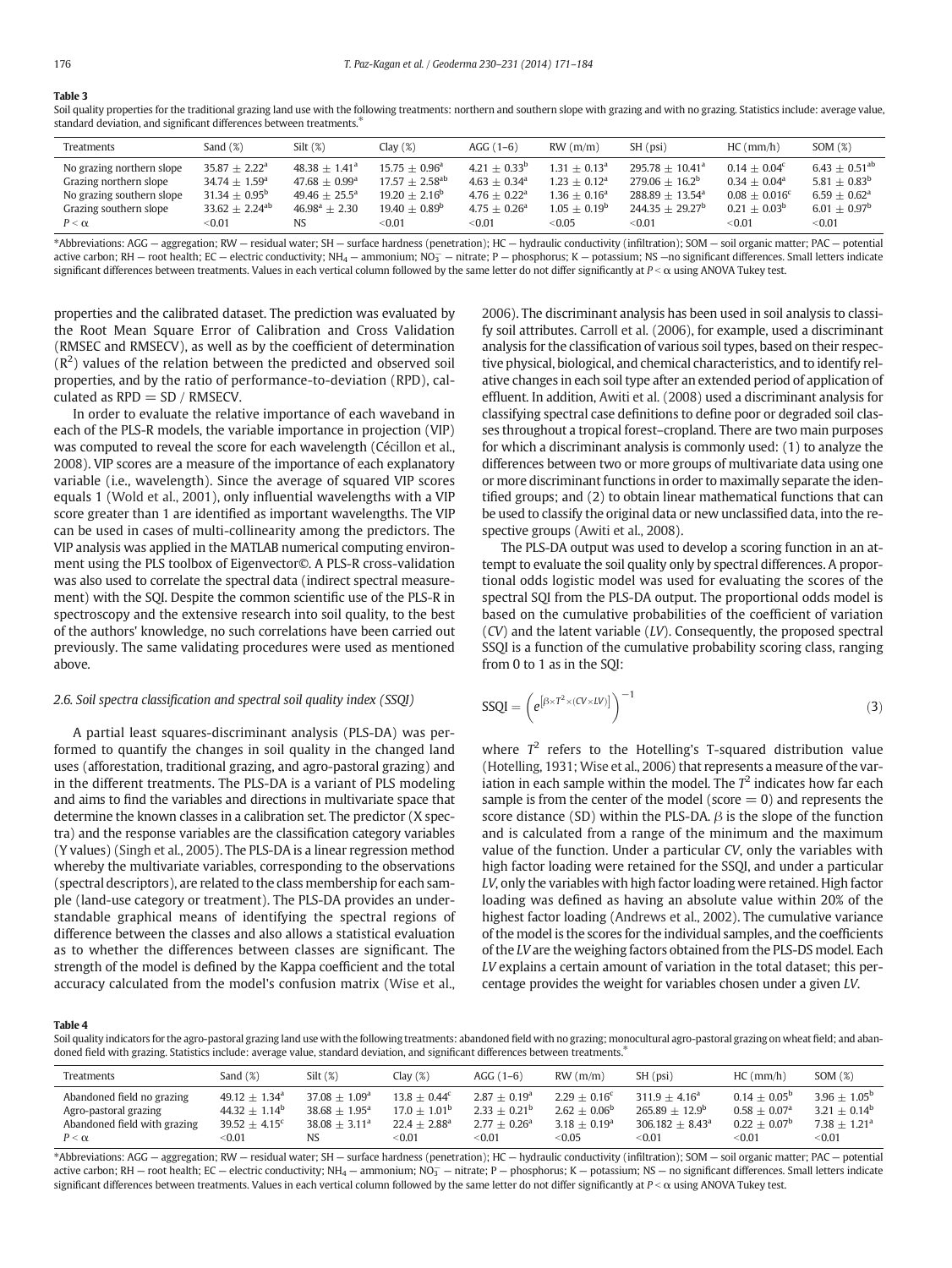**Table 3**
Soil quality properties for the traditional grazing land use with the following treatments: northern and southern slope with grazing and with no grazing. Statistics include: average value, standard deviation, and significant differences between treatments.*

| Treatments | Sand (%) | Silt (%) | Clay (%) | AGG (1–6) | RW (m/m) | SH (psi) | HC (mm/h) | SOM (%) |
|---|---|---|---|---|---|---|---|---|
| No grazing northern slope | $35.87 \pm 2.22^{a}$ | $48.38 \pm 1.41^{a}$ | $15.75 \pm 0.96^{a}$ | $4.21 \pm 0.33^{b}$ | $1.31 \pm 0.13^{a}$ | $295.78 \pm 10.41^{a}$ | $0.14 \pm 0.04^{c}$ | $6.43 \pm 0.51^{ab}$ |
| Grazing northern slope | $34.74 \pm 1.59^{a}$ | $47.68 \pm 0.99^{a}$ | $17.57 \pm 2.58^{ab}$ | $4.63 \pm 0.34^{a}$ | $1.23 \pm 0.12^{a}$ | $279.06 \pm 16.2^{b}$ | $0.34 \pm 0.04^{a}$ | $5.81 \pm 0.83^{b}$ |
| No grazing southern slope | $31.34 \pm 0.95^{b}$ | $49.46 \pm 25.5^{a}$ | $19.20 \pm 2.16^{b}$ | $4.76 \pm 0.22^{a}$ | $1.36 \pm 0.16^{a}$ | $288.89 \pm 13.54^{a}$ | $0.08 \pm 0.016^{c}$ | $6.59 \pm 0.62^{a}$ |
| Grazing southern slope | $33.62 \pm 2.24^{ab}$ | $46.98^{a} \pm 2.30$ | $19.40 \pm 0.89^{b}$ | $4.75 \pm 0.26^{a}$ | $1.05 \pm 0.19^{b}$ | $244.35 \pm 29.27^{b}$ | $0.21 \pm 0.03^{b}$ | $6.01 \pm 0.97^{b}$ |
| $P < \alpha$ | <0.01 | NS | <0.01 | <0.01 | <0.05 | <0.01 | <0.01 | <0.01 |

*Abbreviations: AGG — aggregation; RW — residual water; SH — surface hardness (penetration); HC — hydraulic conductivity (infiltration); SOM — soil organic matter; PAC — potential active carbon; RH — root health; EC — electric conductivity; $NH_4$ — ammonium; $NO_3^-$ — nitrate; P — phosphorus; K — potassium; NS —no significant differences. Small letters indicate significant differences between treatments. Values in each vertical column followed by the same letter do not differ significantly at $P < \alpha$ using ANOVA Tukey test.

properties and the calibrated dataset. The prediction was evaluated by the Root Mean Square Error of Calibration and Cross Validation (RMSEC and RMSECV), as well as by the coefficient of determination ($R^2$) values of the relation between the predicted and observed soil properties, and by the ratio of performance-to-deviation (RPD), calculated as RPD = SD / RMSECV.

In order to evaluate the relative importance of each waveband in each of the PLS-R models, the variable importance in projection (VIP) was computed to reveal the score for each wavelength (Cécillon et al., 2008). VIP scores are a measure of the importance of each explanatory variable (i.e., wavelength). Since the average of squared VIP scores equals 1 (Wold et al., 2001), only influential wavelengths with a VIP score greater than 1 are identified as important wavelengths. The VIP can be used in cases of multi-collinearity among the predictors. The VIP analysis was applied in the MATLAB numerical computing environment using the PLS toolbox of Eigenvector©. A PLS-R cross-validation was also used to correlate the spectral data (indirect spectral measurement) with the SQI. Despite the common scientific use of the PLS-R in spectroscopy and the extensive research into soil quality, to the best of the authors' knowledge, no such correlations have been carried out previously. The same validating procedures were used as mentioned above.

### 2.6. Soil spectra classification and spectral soil quality index (SSQI)

A partial least squares-discriminant analysis (PLS-DA) was performed to quantify the changes in soil quality in the changed land uses (afforestation, traditional grazing, and agro-pastoral grazing) and in the different treatments. The PLS-DA is a variant of PLS modeling and aims to find the variables and directions in multivariate space that determine the known classes in a calibration set. The predictor (X spectra) and the response variables are the classification category variables (Y values) (Singh et al., 2005). The PLS-DA is a linear regression method whereby the multivariate variables, corresponding to the observations (spectral descriptors), are related to the class membership for each sample (land-use category or treatment). The PLS-DA provides an understandable graphical means of identifying the spectral regions of difference between the classes and also allows a statistical evaluation as to whether the differences between classes are significant. The strength of the model is defined by the Kappa coefficient and the total accuracy calculated from the model's confusion matrix (Wise et al., 2006). The discriminant analysis has been used in soil analysis to classify soil attributes. Carroll et al. (2006), for example, used a discriminant analysis for the classification of various soil types, based on their respective physical, biological, and chemical characteristics, and to identify relative changes in each soil type after an extended period of application of effluent. In addition, Awiti et al. (2008) used a discriminant analysis for classifying spectral case definitions to define poor or degraded soil classes throughout a tropical forest–cropland. There are two main purposes for which a discriminant analysis is commonly used: (1) to analyze the differences between two or more groups of multivariate data using one or more discriminant functions in order to maximally separate the identified groups; and (2) to obtain linear mathematical functions that can be used to classify the original data or new unclassified data, into the respective groups (Awiti et al., 2008).

The PLS-DA output was used to develop a scoring function in an attempt to evaluate the soil quality only by spectral differences. A proportional odds logistic model was used for evaluating the scores of the spectral SQI from the PLS-DA output. The proportional odds model is based on the cumulative probabilities of the coefficient of variation (*CV*) and the latent variable (*LV*). Consequently, the proposed spectral SSQI is a function of the cumulative probability scoring class, ranging from 0 to 1 as in the SQI:

$$\mathrm{SSQI} = \left(e^{\left[\beta \times T^2 \times (CV \times LV)\right]}\right)^{-1} \tag{3}$$

where $T^2$ refers to the Hotelling's T-squared distribution value (Hotelling, 1931; Wise et al., 2006) that represents a measure of the variation in each sample within the model. The $T^2$ indicates how far each sample is from the center of the model (score = 0) and represents the score distance (SD) within the PLS-DA. $\beta$ is the slope of the function and is calculated from a range of the minimum and the maximum value of the function. Under a particular *CV*, only the variables with high factor loading were retained for the SSQI, and under a particular *LV*, only the variables with high factor loading were retained. High factor loading was defined as having an absolute value within 20% of the highest factor loading (Andrews et al., 2002). The cumulative variance of the model is the scores for the individual samples, and the coefficients of the *LV* are the weighing factors obtained from the PLS-DS model. Each *LV* explains a certain amount of variation in the total dataset; this percentage provides the weight for variables chosen under a given *LV*.

**Table 4**
Soil quality indicators for the agro-pastoral grazing land use with the following treatments: abandoned field with no grazing; monocultural agro-pastoral grazing on wheat field; and abandoned field with grazing. Statistics include: average value, standard deviation, and significant differences between treatments.*

| Treatments | Sand (%) | Silt (%) | Clay (%) | AGG (1–6) | RW (m/m) | SH (psi) | HC (mm/h) | SOM (%) |
|---|---|---|---|---|---|---|---|---|
| Abandoned field no grazing | $49.12 \pm 1.34^{a}$ | $37.08 \pm 1.09^{a}$ | $13.8 \pm 0.44^{c}$ | $2.87 \pm 0.19^{a}$ | $2.29 \pm 0.16^{c}$ | $311.9 \pm 4.16^{a}$ | $0.14 \pm 0.05^{b}$ | $3.96 \pm 1.05^{b}$ |
| Agro-pastoral grazing | $44.32 \pm 1.14^{b}$ | $38.68 \pm 1.95^{a}$ | $17.0 \pm 1.01^{b}$ | $2.33 \pm 0.21^{b}$ | $2.62 \pm 0.06^{b}$ | $265.89 \pm 12.9^{b}$ | $0.58 \pm 0.07^{a}$ | $3.21 \pm 0.14^{b}$ |
| Abandoned field with grazing | $39.52 \pm 4.15^{c}$ | $38.08 \pm 3.11^{a}$ | $22.4 \pm 2.88^{a}$ | $2.77 \pm 0.26^{a}$ | $3.18 \pm 0.19^{a}$ | $306.182 \pm 8.43^{a}$ | $0.22 \pm 0.07^{b}$ | $7.38 \pm 1.21^{a}$ |
| $P < \alpha$ | <0.01 | NS | <0.01 | <0.01 | <0.05 | <0.01 | <0.01 | <0.01 |

*Abbreviations: AGG — aggregation; RW — residual water; SH — surface hardness (penetration); HC — hydraulic conductivity (infiltration); SOM — soil organic matter; PAC — potential active carbon; RH — root health; EC — electric conductivity; $NH_4$ — ammonium; $NO_3^-$ — nitrate; P — phosphorus; K — potassium; NS — no significant differences. Small letters indicate significant differences between treatments. Values in each vertical column followed by the same letter do not differ significantly at $P < \alpha$ using ANOVA Tukey test.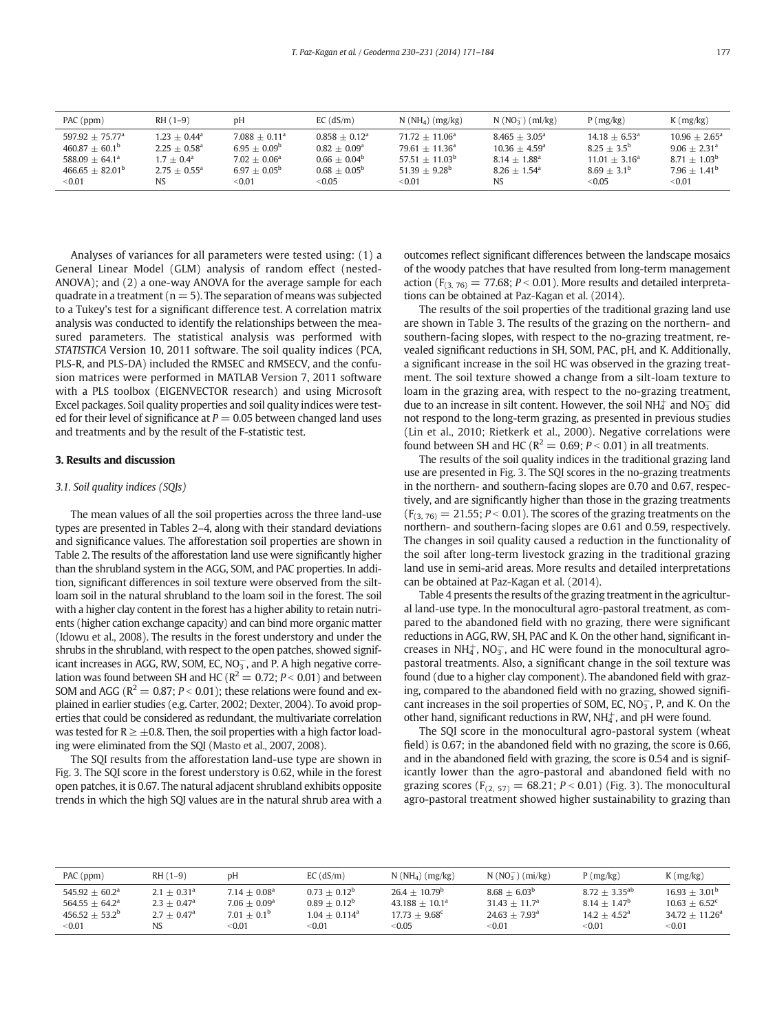| PAC (ppm) | RH (1–9) | pH | EC (dS/m) | N ($NH_4$) (mg/kg) | N ($NO_3^-$) (ml/kg) | P (mg/kg) | K (mg/kg) |
|---|---|---|---|---|---|---|---|
| $597.92 \pm 75.77^a$ | $1.23 \pm 0.44^a$ | $7.088 \pm 0.11^a$ | $0.858 \pm 0.12^a$ | $71.72 \pm 11.06^a$ | $8.465 \pm 3.05^a$ | $14.18 \pm 6.53^a$ | $10.96 \pm 2.65^a$ |
| $460.87 \pm 60.1^b$ | $2.25 \pm 0.58^a$ | $6.95 \pm 0.09^b$ | $0.82 \pm 0.09^a$ | $79.61 \pm 11.36^a$ | $10.36 \pm 4.59^a$ | $8.25 \pm 3.5^b$ | $9.06 \pm 2.31^a$ |
| $588.09 \pm 64.1^a$ | $1.7 \pm 0.4^a$ | $7.02 \pm 0.06^a$ | $0.66 \pm 0.04^b$ | $57.51 \pm 11.03^b$ | $8.14 \pm 1.88^a$ | $11.01 \pm 3.16^a$ | $8.71 \pm 1.03^b$ |
| $466.65 \pm 82.01^b$ | $2.75 \pm 0.55^a$ | $6.97 \pm 0.05^b$ | $0.68 \pm 0.05^b$ | $51.39 \pm 9.28^b$ | $8.26 \pm 1.54^a$ | $8.69 \pm 3.1^b$ | $7.96 \pm 1.41^b$ |
| <0.01 | NS | <0.01 | <0.05 | <0.01 | NS | <0.05 | <0.01 |

Analyses of variances for all parameters were tested using: (1) a General Linear Model (GLM) analysis of random effect (nested-ANOVA); and (2) a one-way ANOVA for the average sample for each quadrate in a treatment ($n = 5$). The separation of means was subjected to a Tukey's test for a significant difference test. A correlation matrix analysis was conducted to identify the relationships between the measured parameters. The statistical analysis was performed with *STATISTICA* Version 10, 2011 software. The soil quality indices (PCA, PLS-R, and PLS-DA) included the RMSEC and RMSECV, and the confusion matrices were performed in MATLAB Version 7, 2011 software with a PLS toolbox (EIGENVECTOR research) and using Microsoft Excel packages. Soil quality properties and soil quality indices were tested for their level of significance at $P = 0.05$ between changed land uses and treatments and by the result of the F-statistic test.

## 3. Results and discussion

### 3.1. Soil quality indices (SQIs)

The mean values of all the soil properties across the three land-use types are presented in Tables 2–4, along with their standard deviations and significance values. The afforestation soil properties are shown in Table 2. The results of the afforestation land use were significantly higher than the shrubland system in the AGG, SOM, and PAC properties. In addition, significant differences in soil texture were observed from the silt-loam soil in the natural shrubland to the loam soil in the forest. The soil with a higher clay content in the forest has a higher ability to retain nutrients (higher cation exchange capacity) and can bind more organic matter (Idowu et al., 2008). The results in the forest understory and under the shrubs in the shrubland, with respect to the open patches, showed significant increases in AGG, RW, SOM, EC, $NO_3^-$, and P. A high negative correlation was found between SH and HC ($R^2 = 0.72$; $P < 0.01$) and between SOM and AGG ($R^2 = 0.87$; $P < 0.01$); these relations were found and explained in earlier studies (e.g. Carter, 2002; Dexter, 2004). To avoid properties that could be considered as redundant, the multivariate correlation was tested for $R \geq \pm 0.8$. Then, the soil properties with a high factor loading were eliminated from the SQI (Masto et al., 2007, 2008).

The SQI results from the afforestation land-use type are shown in Fig. 3. The SQI score in the forest understory is 0.62, while in the forest open patches, it is 0.67. The natural adjacent shrubland exhibits opposite trends in which the high SQI values are in the natural shrub area with a outcomes reflect significant differences between the landscape mosaics of the woody patches that have resulted from long-term management action ($F_{(3, 76)} = 77.68$; $P < 0.01$). More results and detailed interpretations can be obtained at Paz-Kagan et al. (2014).

The results of the soil properties of the traditional grazing land use are shown in Table 3. The results of the grazing on the northern- and southern-facing slopes, with respect to the no-grazing treatment, revealed significant reductions in SH, SOM, PAC, pH, and K. Additionally, a significant increase in the soil HC was observed in the grazing treatment. The soil texture showed a change from a silt-loam texture to loam in the grazing area, with respect to the no-grazing treatment, due to an increase in silt content. However, the soil $NH_4^+$ and $NO_3^-$ did not respond to the long-term grazing, as presented in previous studies (Lin et al., 2010; Rietkerk et al., 2000). Negative correlations were found between SH and HC ($R^2 = 0.69$; $P < 0.01$) in all treatments.

The results of the soil quality indices in the traditional grazing land use are presented in Fig. 3. The SQI scores in the no-grazing treatments in the northern- and southern-facing slopes are 0.70 and 0.67, respectively, and are significantly higher than those in the grazing treatments ($F_{(3, 76)} = 21.55$; $P < 0.01$). The scores of the grazing treatments on the northern- and southern-facing slopes are 0.61 and 0.59, respectively. The changes in soil quality caused a reduction in the functionality of the soil after long-term livestock grazing in the traditional grazing land use in semi-arid areas. More results and detailed interpretations can be obtained at Paz-Kagan et al. (2014).

Table 4 presents the results of the grazing treatment in the agricultural land-use type. In the monocultural agro-pastoral treatment, as compared to the abandoned field with no grazing, there were significant reductions in AGG, RW, SH, PAC and K. On the other hand, significant increases in $NH_4^+$, $NO_3^-$, and HC were found in the monocultural agro-pastoral treatments. Also, a significant change in the soil texture was found (due to a higher clay component). The abandoned field with grazing, compared to the abandoned field with no grazing, showed significant increases in the soil properties of SOM, EC, $NO_3^-$, P, and K. On the other hand, significant reductions in RW, $NH_4^+$, and pH were found.

The SQI score in the monocultural agro-pastoral system (wheat field) is 0.67; in the abandoned field with no grazing, the score is 0.66, and in the abandoned field with grazing, the score is 0.54 and is significantly lower than the agro-pastoral and abandoned field with no grazing scores ($F_{(2, 57)} = 68.21$; $P < 0.01$) (Fig. 3). The monocultural agro-pastoral treatment showed higher sustainability to grazing than

| PAC (ppm) | RH (1–9) | pH | EC (dS/m) | N ($NH_4$) (mg/kg) | N ($NO_3^-$) (mi/kg) | P (mg/kg) | K (mg/kg) |
|---|---|---|---|---|---|---|---|
| $545.92 \pm 60.2^a$ | $2.1 \pm 0.31^a$ | $7.14 \pm 0.08^a$ | $0.73 \pm 0.12^b$ | $26.4 \pm 10.79^b$ | $8.68 \pm 6.03^b$ | $8.72 \pm 3.35^{ab}$ | $16.93 \pm 3.01^b$ |
| $564.55 \pm 64.2^a$ | $2.3 \pm 0.47^a$ | $7.06 \pm 0.09^a$ | $0.89 \pm 0.12^b$ | $43.188 \pm 10.1^a$ | $31.43 \pm 11.7^a$ | $8.14 \pm 1.47^b$ | $10.63 \pm 6.52^c$ |
| $456.52 \pm 53.2^b$ | $2.7 \pm 0.47^a$ | $7.01 \pm 0.1^b$ | $1.04 \pm 0.114^a$ | $17.73 \pm 9.68^c$ | $24.63 \pm 7.93^a$ | $14.2 \pm 4.52^a$ | $34.72 \pm 11.26^a$ |
| <0.01 | NS | <0.01 | <0.01 | <0.05 | <0.01 | <0.01 | <0.01 |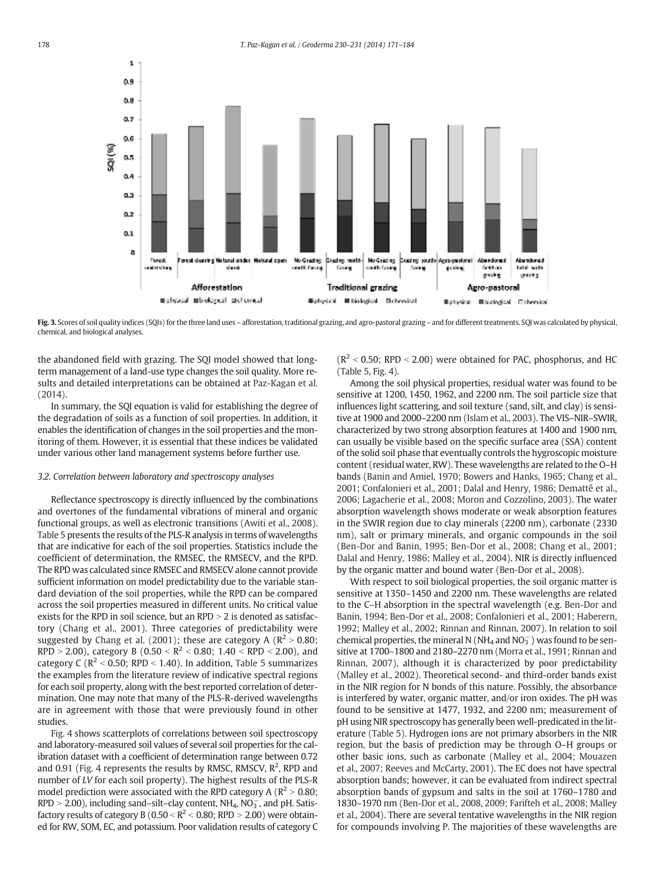**Fig. 3.** Scores of soil quality indices (SQIs) for the three land uses – afforestation, traditional grazing, and agro-pastoral grazing – and for different treatments. SQI was calculated by physical, chemical, and biological analyses.

the abandoned field with grazing. The SQI model showed that long-term management of a land-use type changes the soil quality. More results and detailed interpretations can be obtained at Paz-Kagan et al. (2014).

In summary, the SQI equation is valid for establishing the degree of the degradation of soils as a function of soil properties. In addition, it enables the identification of changes in the soil properties and the monitoring of them. However, it is essential that these indices be validated under various other land management systems before further use.

### 3.2. Correlation between laboratory and spectroscopy analyses

Reflectance spectroscopy is directly influenced by the combinations and overtones of the fundamental vibrations of mineral and organic functional groups, as well as electronic transitions (Awiti et al., 2008). Table 5 presents the results of the PLS-R analysis in terms of wavelengths that are indicative for each of the soil properties. Statistics include the coefficient of determination, the RMSEC, the RMSECV, and the RPD. The RPD was calculated since RMSEC and RMSECV alone cannot provide sufficient information on model predictability due to the variable standard deviation of the soil properties, while the RPD can be compared across the soil properties measured in different units. No critical value exists for the RPD in soil science, but an RPD > 2 is denoted as satisfactory (Chang et al., 2001). Three categories of predictability were suggested by Chang et al. (2001); these are category A ($R^2 > 0.80$; RPD > 2.00), category B ($0.50 < R^2 < 0.80$; 1.40 < RPD < 2.00), and category C ($R^2 < 0.50$; RPD < 1.40). In addition, Table 5 summarizes the examples from the literature review of indicative spectral regions for each soil property, along with the best reported correlation of determination. One may note that many of the PLS-R-derived wavelengths are in agreement with those that were previously found in other studies.

Fig. 4 shows scatterplots of correlations between soil spectroscopy and laboratory-measured soil values of several soil properties for the calibration dataset with a coefficient of determination range between 0.72 and 0.91 (Fig. 4 represents the results by RMSC, RMSCV, $R^2$, RPD and number of *LV* for each soil property). The highest results of the PLS-R model prediction were associated with the RPD category A ($R^2 > 0.80$; RPD > 2.00), including sand–silt–clay content, $NH_4$, $NO_3^-$, and pH. Satisfactory results of category B ($0.50 < R^2 < 0.80$; RPD > 2.00) were obtained for RW, SOM, EC, and potassium. Poor validation results of category C ($R^2 < 0.50$; RPD < 2.00) were obtained for PAC, phosphorus, and HC (Table 5, Fig. 4).

Among the soil physical properties, residual water was found to be sensitive at 1200, 1450, 1962, and 2200 nm. The soil particle size that influences light scattering, and soil texture (sand, silt, and clay) is sensitive at 1900 and 2000–2200 nm (Islam et al., 2003). The VIS–NIR–SWIR, characterized by two strong absorption features at 1400 and 1900 nm, can usually be visible based on the specific surface area (SSA) content of the solid soil phase that eventually controls the hygroscopic moisture content (residual water, RW). These wavelengths are related to the O–H bands (Banin and Amiel, 1970; Bowers and Hanks, 1965; Chang et al., 2001; Confalonieri et al., 2001; Dalal and Henry, 1986; Demattê et al., 2006; Lagacherie et al., 2008; Moron and Cozzolino, 2003). The water absorption wavelength shows moderate or weak absorption features in the SWIR region due to clay minerals (2200 nm), carbonate (2330 nm), salt or primary minerals, and organic compounds in the soil (Ben-Dor and Banin, 1995; Ben-Dor et al., 2008; Chang et al., 2001; Dalal and Henry, 1986; Malley et al., 2004). NIR is directly influenced by the organic matter and bound water (Ben-Dor et al., 2008).

With respect to soil biological properties, the soil organic matter is sensitive at 1350–1450 and 2200 nm. These wavelengths are related to the C–H absorption in the spectral wavelength (e.g. Ben-Dor and Banin, 1994; Ben-Dor et al., 2008; Confalonieri et al., 2001; Haberern, 1992; Malley et al., 2002; Rinnan and Rinnan, 2007). In relation to soil chemical properties, the mineral N ($NH_4$ and $NO_3^-$) was found to be sensitive at 1700–1800 and 2180–2270 nm (Morra et al., 1991; Rinnan and Rinnan, 2007), although it is characterized by poor predictability (Malley et al., 2002). Theoretical second- and third-order bands exist in the NIR region for N bonds of this nature. Possibly, the absorbance is interfered by water, organic matter, and/or iron oxides. The pH was found to be sensitive at 1477, 1932, and 2200 nm; measurement of pH using NIR spectroscopy has generally been well-predicated in the literature (Table 5). Hydrogen ions are not primary absorbers in the NIR region, but the basis of prediction may be through O–H groups or other basic ions, such as carbonate (Malley et al., 2004; Mouazen et al., 2007; Reeves and McCarty, 2001). The EC does not have spectral absorption bands; however, it can be evaluated from indirect spectral absorption bands of gypsum and salts in the soil at 1760–1780 and 1830–1970 nm (Ben-Dor et al., 2008, 2009; Farifteh et al., 2008; Malley et al., 2004). There are several tentative wavelengths in the NIR region for compounds involving P. The majorities of these wavelengths are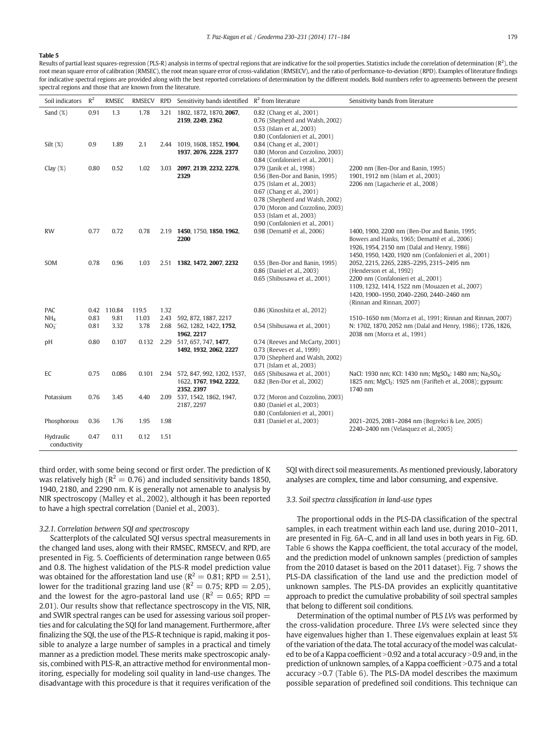**Table 5**

Results of partial least squares-regression (PLS-R) analysis in terms of spectral regions that are indicative for the soil properties. Statistics include the correlation of determination ($R^2$), the root mean square error of calibration (RMSEC), the root mean square error of cross-validation (RMSECV), and the ratio of performance-to-deviation (RPD). Examples of literature findings for indicative spectral regions are provided along with the best reported correlations of determination by the different models. Bold numbers refer to agreements between the present spectral regions and those that are known from the literature.

| Soil indicators | $R^2$ | RMSEC | RMSECV | RPD | Sensitivity bands identified | $R^2$ from literature | Sensitivity bands from literature |
|---|---|---|---|---|---|---|---|
| Sand (%) | 0.91 | 1.3 | 1.78 | 3.21 | 1802, 1872, 1870, **2067**, **2159**, **2249**, **2362** | 0.82 (Chang et al., 2001)<br>0.76 (Shepherd and Walsh, 2002)<br>0.53 (Islam et al., 2003)<br>0.80 (Confalonieri et al., 2001) | |
| Silt (%) | 0.9 | 1.89 | 2.1 | 2.44 | 1019, 1608, 1852, **1904**, **1937**, **2076**, **2228**, **2377** | 0.84 (Chang et al., 2001)<br>0.80 (Moron and Cozzolino, 2003)<br>0.84 (Confalonieri et al., 2001) | |
| Clay (%) | 0.80 | 0.52 | 1.02 | 3.03 | **2097**, **2139**, **2232**, **2278**, **2329** | 0.79 (Janik et al., 1998)<br>0.56 (Ben-Dor and Banin, 1995)<br>0.75 (Islam et al., 2003)<br>0.67 (Chang et al., 2001)<br>0.78 (Shepherd and Walsh, 2002)<br>0.70 (Moron and Cozzolino, 2003)<br>0.53 (Islam et al., 2003)<br>0.90 (Confalonieri et al., 2001) | 2200 nm (Ben-Dor and Banin, 1995)<br>1901, 1912 nm (Islam et al., 2003)<br>2206 nm (Lagacherie et al., 2008) |
| RW | 0.77 | 0.72 | 0.78 | 2.19 | **1450**, 1750, **1850**, **1962**, **2200** | 0.98 (Demattê et al., 2006) | 1400, 1900, 2200 nm (Ben-Dor and Banin, 1995; Bowers and Hanks, 1965; Demattê et al., 2006)<br>1926, 1954, 2150 nm (Dalal and Henry, 1986)<br>1450, 1950, 1420, 1920 nm (Confalonieri et al., 2001) |
| SOM | 0.78 | 0.96 | 1.03 | 2.51 | **1382**, **1472**, **2007**, **2232** | 0.55 (Ben-Dor and Banin, 1995)<br>0.86 (Daniel et al., 2003)<br>0.65 (Shibusawa et al., 2001) | 2052, 2215, 2265, 2285–2295, 2315–2495 nm (Henderson et al., 1992)<br>2200 nm (Confalonieri et al., 2001)<br>1109, 1232, 1414, 1522 nm (Mouazen et al., 2007)<br>1420, 1900–1950, 2040–2260, 2440–2460 nm (Rinnan and Rinnan, 2007) |
| PAC | 0.42 | 110.84 | 119.5 | 1.32 | | 0.86 (Kinoshita et al., 2012) | |
| $NH_4$ | 0.83 | 9.81 | 11.03 | 2.43 | 592, 872, 1887, 2217 | | 1510–1650 nm (Morra et al., 1991; Rinnan and Rinnan, 2007) |
| $NO_3^-$ | 0.81 | 3.32 | 3.78 | 2.68 | 562, 1282, 1422, **1752**, **1962**, **2217** | 0.54 (Shibusawa et al., 2001) | N: 1702, 1870, 2052 nm (Dalal and Henry, 1986); 1726, 1826, 2038 nm (Morra et al., 1991) |
| pH | 0.80 | 0.107 | 0.132 | 2.29 | 517, 657, 747, **1477**, **1492**, **1932**, **2062**, **2227** | 0.74 (Reeves and McCarty, 2001)<br>0.73 (Reeves et al., 1999)<br>0.70 (Shepherd and Walsh, 2002)<br>0.71 (Islam et al., 2003) | |
| EC | 0.75 | 0.086 | 0.101 | 2.94 | 572, 847, 992, 1202, 1537, 1622, **1767**, **1942**, **2222**, **2352**, **2397** | 0.65 (Shibusawa et al., 2001)<br>0.82 (Ben-Dor et al., 2002) | NaCl: 1930 nm; KCl: 1430 nm; $MgSO_4$: 1480 nm; $Na_2SO_4$: 1825 nm; $MgCl_2$: 1925 nm (Farifteh et al., 2008); gypsum: 1740 nm |
| Potassium | 0.76 | 3.45 | 4.40 | 2.09 | 537, 1542, 1862, 1947, 2187, 2297 | 0.72 (Moron and Cozzolino, 2003)<br>0.80 (Daniel et al., 2003)<br>0.80 (Confalonieri et al., 2001) | |
| Phosphorous | 0.36 | 1.76 | 1.95 | 1.98 | | 0.81 (Daniel et al., 2003) | 2021–2025, 2081–2084 nm (Bogrekci & Lee, 2005)<br>2240–2400 nm (Velasquez et al., 2005) |
| Hydraulic conductivity | 0.47 | 0.11 | 0.12 | 1.51 | | | |

third order, with some being second or first order. The prediction of K was relatively high ($R^2 = 0.76$) and included sensitivity bands 1850, 1940, 2180, and 2290 nm. K is generally not amenable to analysis by NIR spectroscopy (Malley et al., 2002), although it has been reported to have a high spectral correlation (Daniel et al., 2003).

#### 3.2.1. Correlation between SQI and spectroscopy

Scatterplots of the calculated SQI versus spectral measurements in the changed land uses, along with their RMSEC, RMSECV, and RPD, are presented in Fig. 5. Coefficients of determination range between 0.65 and 0.8. The highest validation of the PLS-R model prediction value was obtained for the afforestation land use ($R^2 = 0.81$; RPD $= 2.51$), lower for the traditional grazing land use ($R^2 = 0.75$; RPD $= 2.05$), and the lowest for the agro-pastoral land use ($R^2 = 0.65$; RPD $= 2.01$). Our results show that reflectance spectroscopy in the VIS, NIR, and SWIR spectral ranges can be used for assessing various soil properties and for calculating the SQI for land management. Furthermore, after finalizing the SQI, the use of the PLS-R technique is rapid, making it possible to analyze a large number of samples in a practical and timely manner as a prediction model. These merits make spectroscopic analysis, combined with PLS-R, an attractive method for environmental monitoring, especially for modeling soil quality in land-use changes. The disadvantage with this procedure is that it requires verification of the SQI with direct soil measurements. As mentioned previously, laboratory analyses are complex, time and labor consuming, and expensive.

### 3.3. Soil spectra classification in land-use types

The proportional odds in the PLS-DA classification of the spectral samples, in each treatment within each land use, during 2010–2011, are presented in Fig. 6A–C, and in all land uses in both years in Fig. 6D. Table 6 shows the Kappa coefficient, the total accuracy of the model, and the prediction model of unknown samples (prediction of samples from the 2010 dataset is based on the 2011 dataset). Fig. 7 shows the PLS-DA classification of the land use and the prediction model of unknown samples. The PLS-DA provides an explicitly quantitative approach to predict the cumulative probability of soil spectral samples that belong to different soil conditions.

Determination of the optimal number of PLS *LVs* was performed by the cross-validation procedure. Three *LVs* were selected since they have eigenvalues higher than 1. These eigenvalues explain at least 5% of the variation of the data. The total accuracy of the model was calculated to be of a Kappa coefficient >0.92 and a total accuracy >0.9 and, in the prediction of unknown samples, of a Kappa coefficient >0.75 and a total accuracy >0.7 (Table 6). The PLS-DA model describes the maximum possible separation of predefined soil conditions. This technique can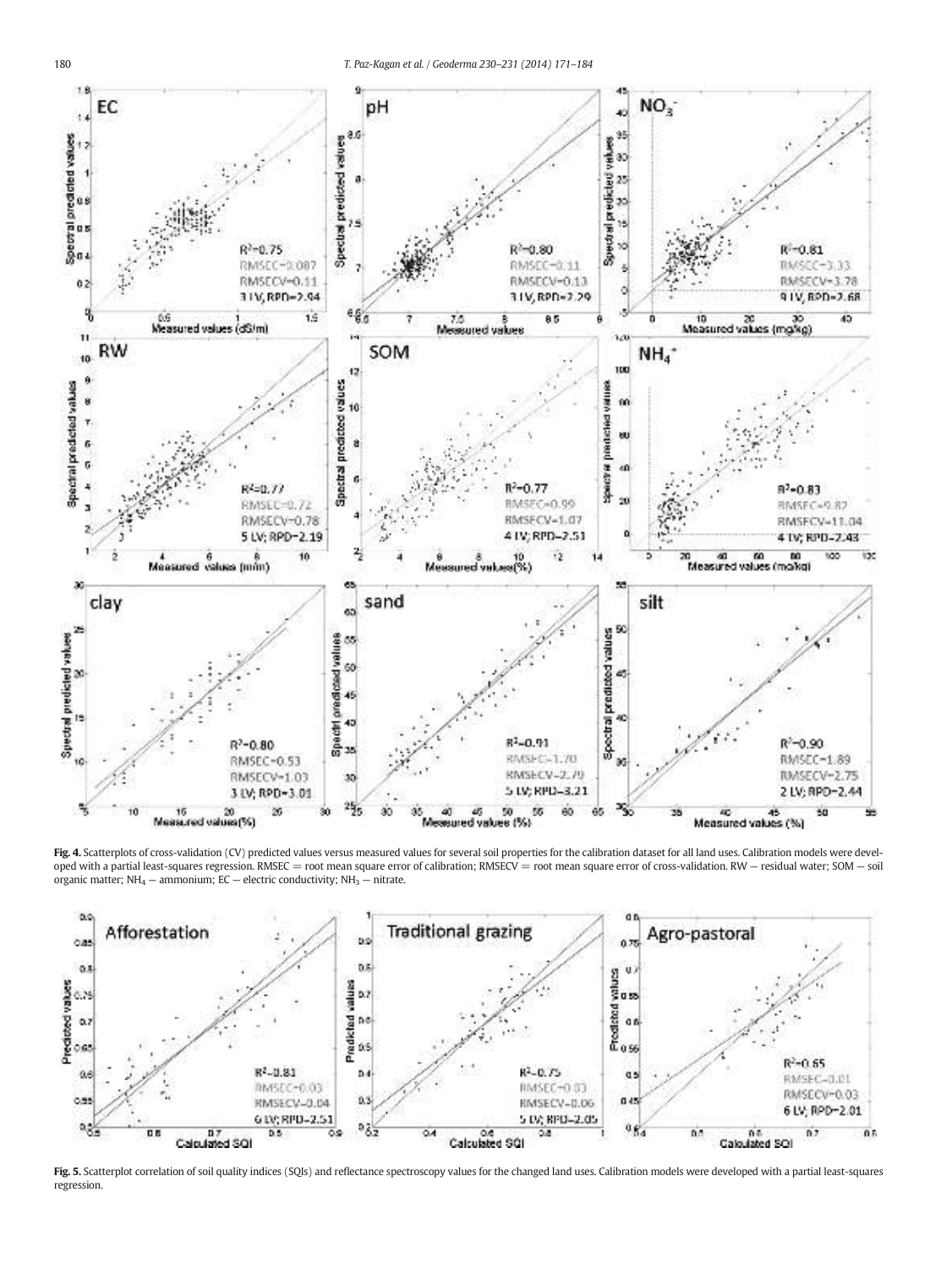**Fig. 4.** Scatterplots of cross-validation (CV) predicted values versus measured values for several soil properties for the calibration dataset for all land uses. Calibration models were developed with a partial least-squares regression. RMSEC = root mean square error of calibration; RMSECV = root mean square error of cross-validation. RW — residual water; SOM — soil organic matter; $NH_4$ — ammonium; EC — electric conductivity; $NH_3$ — nitrate.

**Fig. 5.** Scatterplot correlation of soil quality indices (SQIs) and reflectance spectroscopy values for the changed land uses. Calibration models were developed with a partial least-squares regression.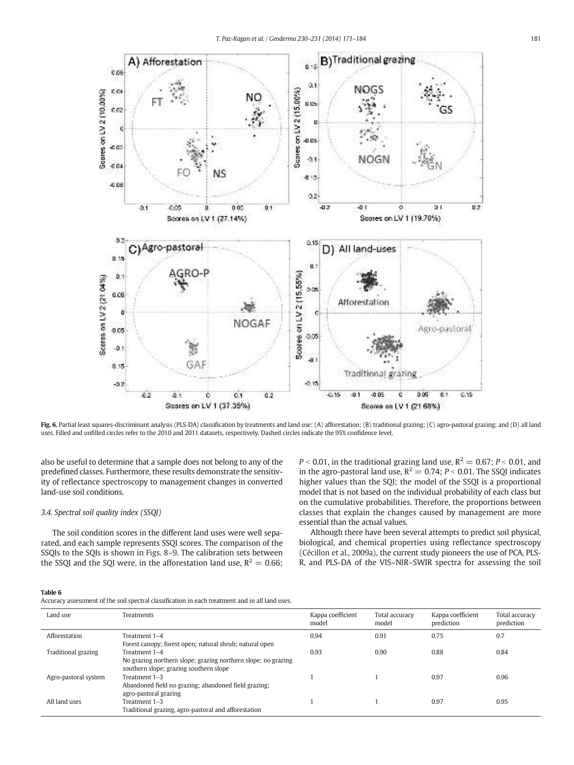Fig. 6. Partial least squares-discriminant analysis (PLS-DA) classification by treatments and land use: (A) afforestation; (B) traditional grazing; (C) agro-pastoral grazing; and (D) all land uses. Filled and unfilled circles refer to the 2010 and 2011 datasets, respectively. Dashed circles indicate the 95% confidence level.

also be useful to determine that a sample does not belong to any of the predefined classes. Furthermore, these results demonstrate the sensitivity of reflectance spectroscopy to management changes in converted land-use soil conditions.

### 3.4. Spectral soil quality index (SSQI)

The soil condition scores in the different land uses were well separated, and each sample represents SSQI scores. The comparison of the SSQIs to the SQIs is shown in Figs. 8–9. The calibration sets between the SSQI and the SQI were, in the afforestation land use, $R^2 = 0.66$; $P < 0.01$, in the traditional grazing land use, $R^2 = 0.67$; $P < 0.01$, and in the agro-pastoral land use, $R^2 = 0.74$; $P < 0.01$. The SSQI indicates higher values than the SQI; the model of the SSQI is a proportional model that is not based on the individual probability of each class but on the cumulative probabilities. Therefore, the proportions between classes that explain the changes caused by management are more essential than the actual values.

Although there have been several attempts to predict soil physical, biological, and chemical properties using reflectance spectroscopy (Cécillon et al., 2009a), the current study pioneers the use of PCA, PLS-R, and PLS-DA of the VIS–NIR–SWIR spectra for assessing the soil

**Table 6**
Accuracy assessment of the soil spectral classification in each treatment and in all land uses.

| Land use | Treatments | Kappa coefficient model | Total accuracy model | Kappa coefficient prediction | Total accuracy prediction |
|---|---|---|---|---|---|
| Afforestation | Treatment 1–4<br>Forest canopy; forest open; natural shrub; natural open | 0.94 | 0.91 | 0.75 | 0.7 |
| Traditional grazing | Treatment 1–4<br>No grazing northern slope; grazing northern slope; no grazing southern slope; grazing southern slope | 0.93 | 0.90 | 0.88 | 0.84 |
| Agro-pastoral system | Treatment 1–3<br>Abandoned field no grazing; abandoned field grazing; agro-pastoral grazing | 1 | 1 | 0.97 | 0.96 |
| All land uses | Treatment 1–3<br>Traditional grazing, agro-pastoral and afforestation | 1 | 1 | 0.97 | 0.95 |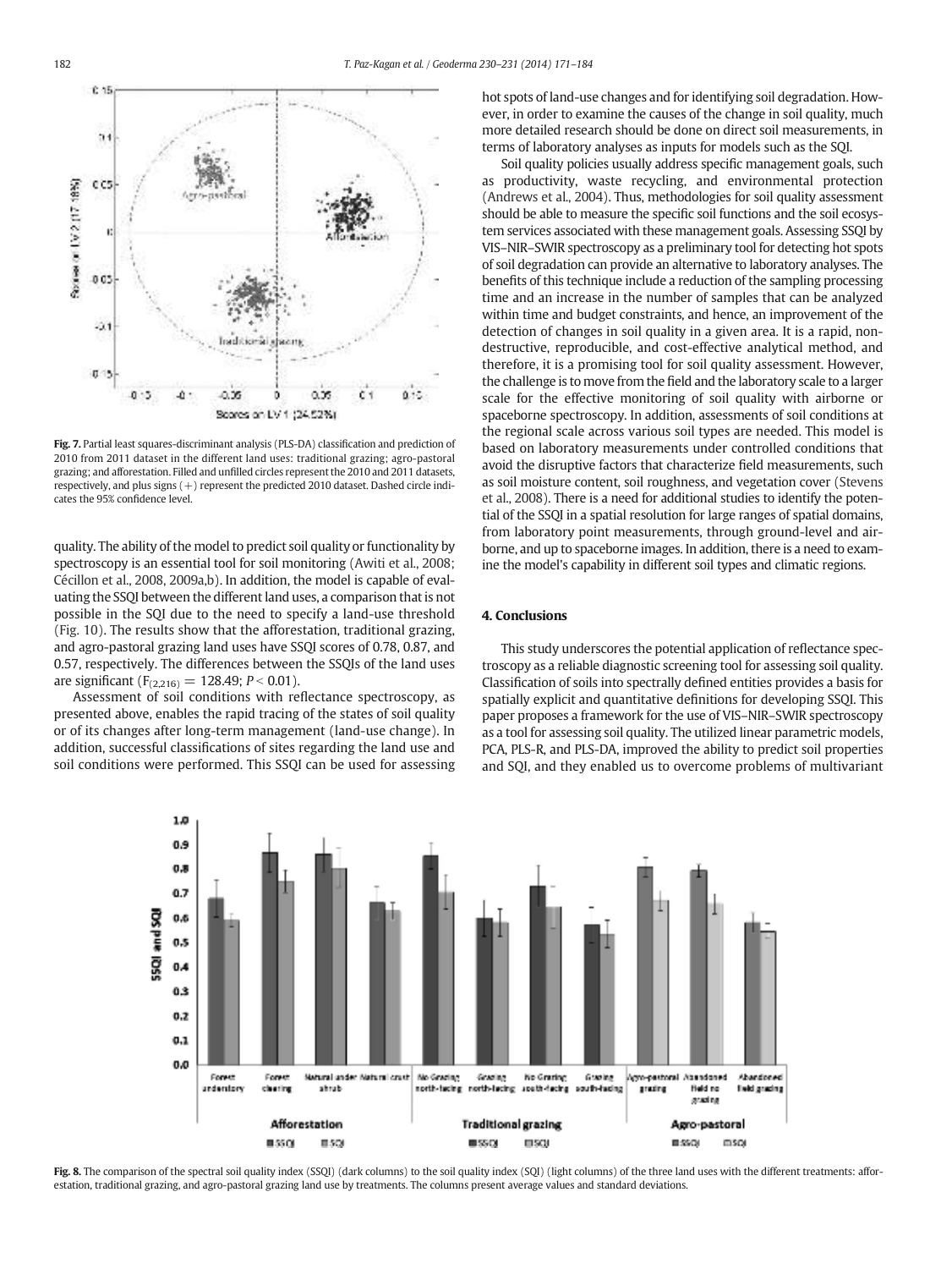Fig. 7. Partial least squares-discriminant analysis (PLS-DA) classification and prediction of 2010 from 2011 dataset in the different land uses: traditional grazing; agro-pastoral grazing; and afforestation. Filled and unfilled circles represent the 2010 and 2011 datasets, respectively, and plus signs (+) represent the predicted 2010 dataset. Dashed circle indicates the 95% confidence level.

quality. The ability of the model to predict soil quality or functionality by spectroscopy is an essential tool for soil monitoring (Awiti et al., 2008; Cécillon et al., 2008, 2009a,b). In addition, the model is capable of evaluating the SSQI between the different land uses, a comparison that is not possible in the SQI due to the need to specify a land-use threshold (Fig. 10). The results show that the afforestation, traditional grazing, and agro-pastoral grazing land uses have SSQI scores of 0.78, 0.87, and 0.57, respectively. The differences between the SSQIs of the land uses are significant ($F_{(2,216)} = 128.49$; $P < 0.01$).

Assessment of soil conditions with reflectance spectroscopy, as presented above, enables the rapid tracing of the states of soil quality or of its changes after long-term management (land-use change). In addition, successful classifications of sites regarding the land use and soil conditions were performed. This SSQI can be used for assessing hot spots of land-use changes and for identifying soil degradation. However, in order to examine the causes of the change in soil quality, much more detailed research should be done on direct soil measurements, in terms of laboratory analyses as inputs for models such as the SQI.

Soil quality policies usually address specific management goals, such as productivity, waste recycling, and environmental protection (Andrews et al., 2004). Thus, methodologies for soil quality assessment should be able to measure the specific soil functions and the soil ecosystem services associated with these management goals. Assessing SSQI by VIS–NIR–SWIR spectroscopy as a preliminary tool for detecting hot spots of soil degradation can provide an alternative to laboratory analyses. The benefits of this technique include a reduction of the sampling processing time and an increase in the number of samples that can be analyzed within time and budget constraints, and hence, an improvement of the detection of changes in soil quality in a given area. It is a rapid, non-destructive, reproducible, and cost-effective analytical method, and therefore, it is a promising tool for soil quality assessment. However, the challenge is to move from the field and the laboratory scale to a larger scale for the effective monitoring of soil quality with airborne or spaceborne spectroscopy. In addition, assessments of soil conditions at the regional scale across various soil types are needed. This model is based on laboratory measurements under controlled conditions that avoid the disruptive factors that characterize field measurements, such as soil moisture content, soil roughness, and vegetation cover (Stevens et al., 2008). There is a need for additional studies to identify the potential of the SSQI in a spatial resolution for large ranges of spatial domains, from laboratory point measurements, through ground-level and airborne, and up to spaceborne images. In addition, there is a need to examine the model's capability in different soil types and climatic regions.

## 4. Conclusions

This study underscores the potential application of reflectance spectroscopy as a reliable diagnostic screening tool for assessing soil quality. Classification of soils into spectrally defined entities provides a basis for spatially explicit and quantitative definitions for developing SSQI. This paper proposes a framework for the use of VIS–NIR–SWIR spectroscopy as a tool for assessing soil quality. The utilized linear parametric models, PCA, PLS-R, and PLS-DA, improved the ability to predict soil properties and SQI, and they enabled us to overcome problems of multivariant

Fig. 8. The comparison of the spectral soil quality index (SSQI) (dark columns) to the soil quality index (SQI) (light columns) of the three land uses with the different treatments: afforestation, traditional grazing, and agro-pastoral grazing land use by treatments. The columns present average values and standard deviations.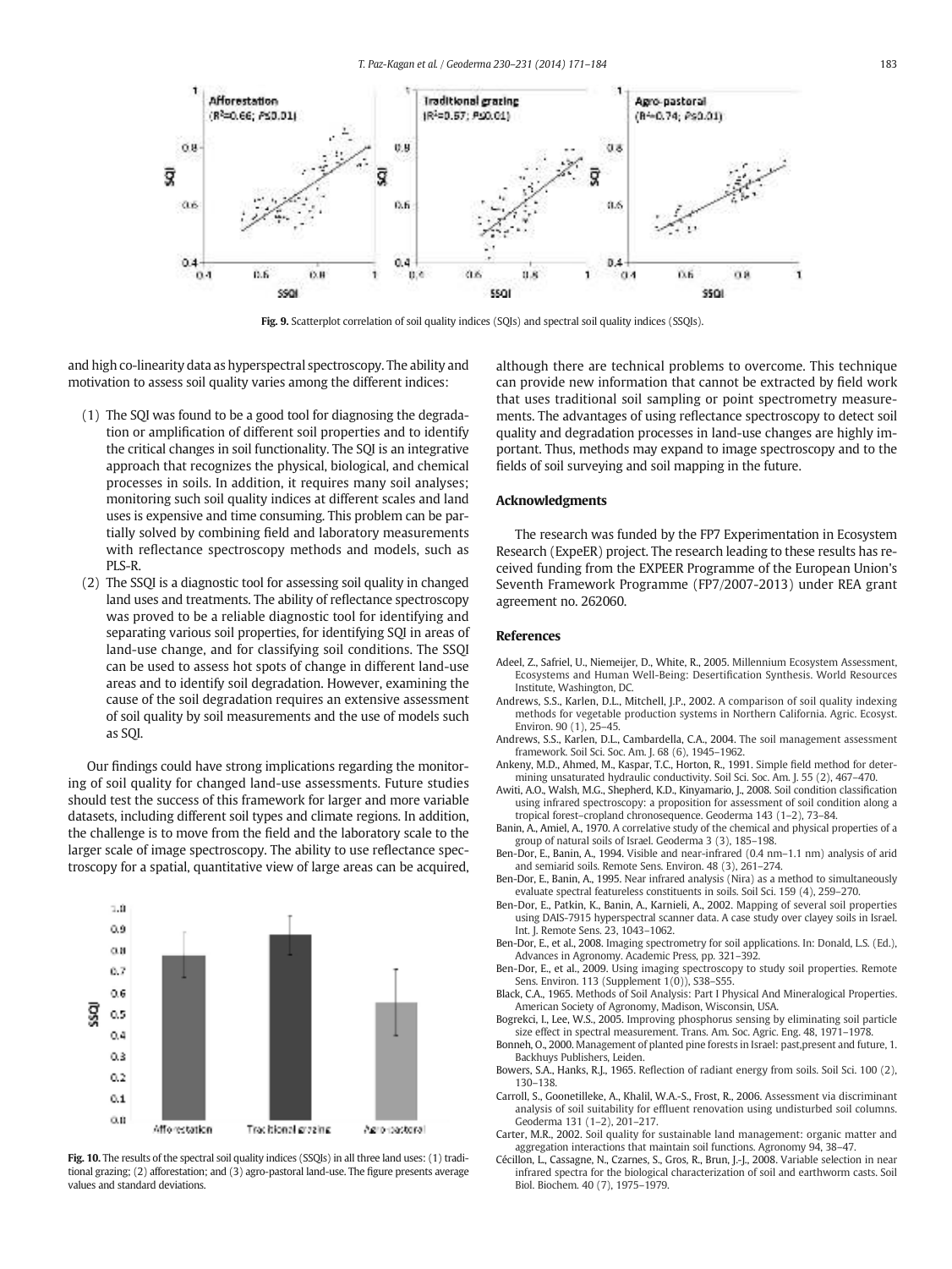Afforestation
($R^2$=0.66; P≤0.01)

Traditional grazing
($R^2$=0.57; P≤0.01)

Agro-pastoral
($R^2$=0.74; P≤0.01)

SQI

SSQI

**Fig. 9.** Scatterplot correlation of soil quality indices (SQIs) and spectral soil quality indices (SSQIs).

and high co-linearity data as hyperspectral spectroscopy. The ability and motivation to assess soil quality varies among the different indices:

(1) The SQI was found to be a good tool for diagnosing the degradation or amplification of different soil properties and to identify the critical changes in soil functionality. The SQI is an integrative approach that recognizes the physical, biological, and chemical processes in soils. In addition, it requires many soil analyses; monitoring such soil quality indices at different scales and land uses is expensive and time consuming. This problem can be partially solved by combining field and laboratory measurements with reflectance spectroscopy methods and models, such as PLS-R.
(2) The SSQI is a diagnostic tool for assessing soil quality in changed land uses and treatments. The ability of reflectance spectroscopy was proved to be a reliable diagnostic tool for identifying and separating various soil properties, for identifying SQI in areas of land-use change, and for classifying soil conditions. The SSQI can be used to assess hot spots of change in different land-use areas and to identify soil degradation. However, examining the cause of the soil degradation requires an extensive assessment of soil quality by soil measurements and the use of models such as SQI.

Our findings could have strong implications regarding the monitoring of soil quality for changed land-use assessments. Future studies should test the success of this framework for larger and more variable datasets, including different soil types and climate regions. In addition, the challenge is to move from the field and the laboratory scale to the larger scale of image spectroscopy. The ability to use reflectance spectroscopy for a spatial, quantitative view of large areas can be acquired,

SSQI

Afforestation
Traditional grazing
Agro-pastoral

**Fig. 10.** The results of the spectral soil quality indices (SSQIs) in all three land uses: (1) traditional grazing; (2) afforestation; and (3) agro-pastoral land-use. The figure presents average values and standard deviations.

although there are technical problems to overcome. This technique can provide new information that cannot be extracted by field work that uses traditional soil sampling or point spectrometry measurements. The advantages of using reflectance spectroscopy to detect soil quality and degradation processes in land-use changes are highly important. Thus, methods may expand to image spectroscopy and to the fields of soil surveying and soil mapping in the future.

## Acknowledgments

The research was funded by the FP7 Experimentation in Ecosystem Research (ExpeER) project. The research leading to these results has received funding from the EXPEER Programme of the European Union's Seventh Framework Programme (FP7/2007-2013) under REA grant agreement no. 262060.

## References

Adeel, Z., Safriel, U., Niemeijer, D., White, R., 2005. Millennium Ecosystem Assessment, Ecosystems and Human Well-Being: Desertification Synthesis. World Resources Institute, Washington, DC.

Andrews, S.S., Karlen, D.L., Mitchell, J.P., 2002. A comparison of soil quality indexing methods for vegetable production systems in Northern California. Agric. Ecosyst. Environ. 90 (1), 25–45.

Andrews, S.S., Karlen, D.L., Cambardella, C.A., 2004. The soil management assessment framework. Soil Sci. Soc. Am. J. 68 (6), 1945–1962.

Ankeny, M.D., Ahmed, M., Kaspar, T.C., Horton, R., 1991. Simple field method for determining unsaturated hydraulic conductivity. Soil Sci. Soc. Am. J. 55 (2), 467–470.

Awiti, A.O., Walsh, M.G., Shepherd, K.D., Kinyamario, J., 2008. Soil condition classification using infrared spectroscopy: a proposition for assessment of soil condition along a tropical forest–cropland chronosequence. Geoderma 143 (1–2), 73–84.

Banin, A., Amiel, A., 1970. A correlative study of the chemical and physical properties of a group of natural soils of Israel. Geoderma 3 (3), 185–198.

Ben-Dor, E., Banin, A., 1994. Visible and near-infrared (0.4 nm–1.1 nm) analysis of arid and semiarid soils. Remote Sens. Environ. 48 (3), 261–274.

Ben-Dor, E., Banin, A., 1995. Near infrared analysis (Nira) as a method to simultaneously evaluate spectral featureless constituents in soils. Soil Sci. 159 (4), 259–270.

Ben-Dor, E., Patkin, K., Banin, A., Karnieli, A., 2002. Mapping of several soil properties using DAIS-7915 hyperspectral scanner data. A case study over clayey soils in Israel. Int. J. Remote Sens. 23, 1043–1062.

Ben-Dor, E., et al., 2008. Imaging spectrometry for soil applications. In: Donald, L.S. (Ed.), Advances in Agronomy. Academic Press, pp. 321–392.

Ben-Dor, E., et al., 2009. Using imaging spectroscopy to study soil properties. Remote Sens. Environ. 113 (Supplement 1(0)), S38–S55.

Black, C.A., 1965. Methods of Soil Analysis: Part I Physical And Mineralogical Properties. American Society of Agronomy, Madison, Wisconsin, USA.

Bogrekci, I., Lee, W.S., 2005. Improving phosphorus sensing by eliminating soil particle size effect in spectral measurement. Trans. Am. Soc. Agric. Eng. 48, 1971–1978.

Bonneh, O., 2000. Management of planted pine forests in Israel: past,present and future, 1. Backhuys Publishers, Leiden.

Bowers, S.A., Hanks, R.J., 1965. Reflection of radiant energy from soils. Soil Sci. 100 (2), 130–138.

Carroll, S., Goonetilleke, A., Khalil, W.A.-S., Frost, R., 2006. Assessment via discriminant analysis of soil suitability for effluent renovation using undisturbed soil columns. Geoderma 131 (1–2), 201–217.

Carter, M.R., 2002. Soil quality for sustainable land management: organic matter and aggregation interactions that maintain soil functions. Agronomy 94, 38–47.

Cécillon, L., Cassagne, N., Czarnes, S., Gros, R., Brun, J.-J., 2008. Variable selection in near infrared spectra for the biological characterization of soil and earthworm casts. Soil Biol. Biochem. 40 (7), 1975–1979.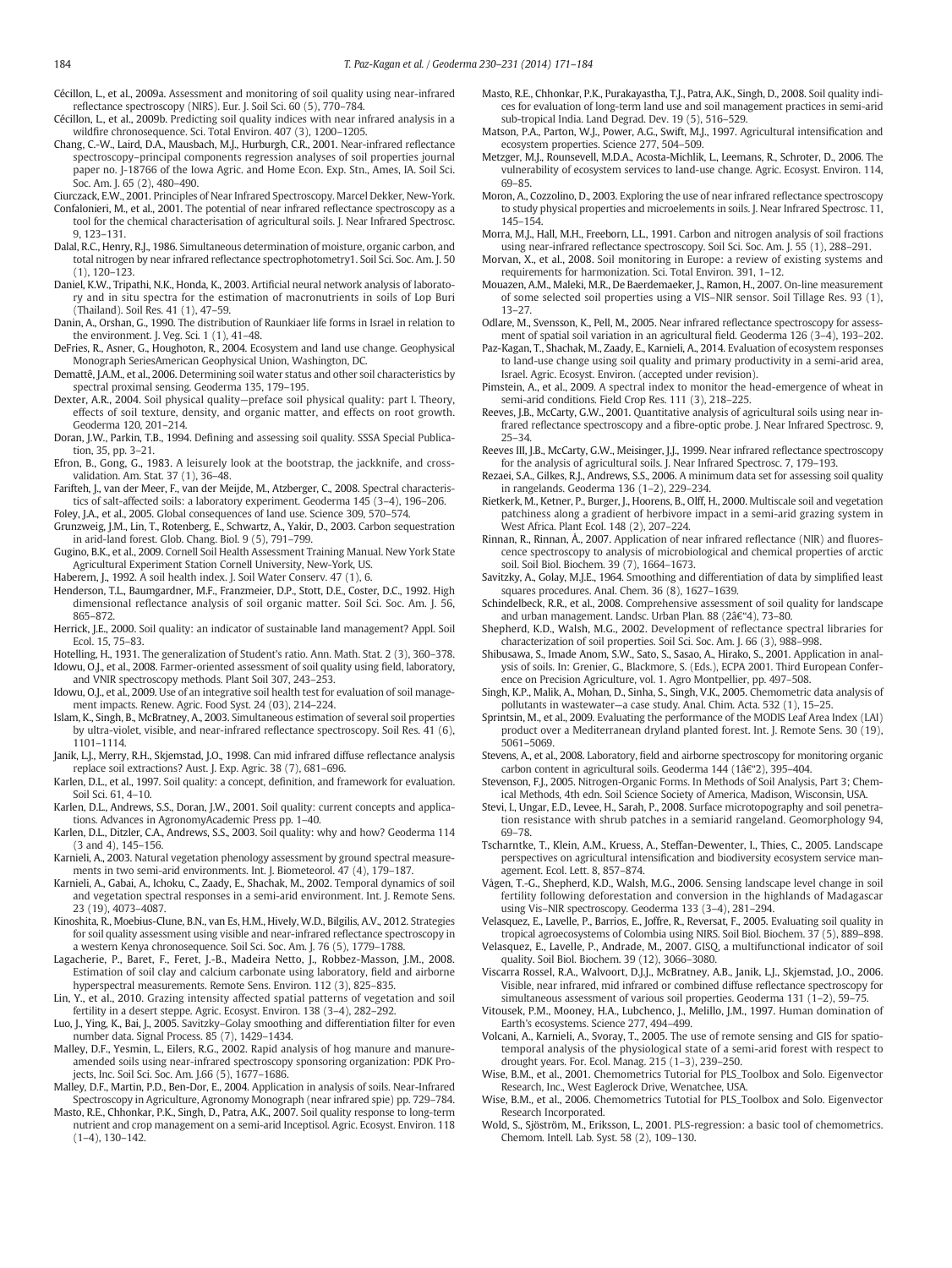Cécillon, L., et al., 2009a. Assessment and monitoring of soil quality using near-infrared reflectance spectroscopy (NIRS). Eur. J. Soil Sci. 60 (5), 770–784.

Cécillon, L., et al., 2009b. Predicting soil quality indices with near infrared analysis in a wildfire chronosequence. Sci. Total Environ. 407 (3), 1200–1205.

Chang, C.-W., Laird, D.A., Mausbach, M.J., Hurburgh, C.R., 2001. Near-infrared reflectance spectroscopy–principal components regression analyses of soil properties journal paper no. J-18766 of the Iowa Agric. and Home Econ. Exp. Stn., Ames, IA. Soil Sci. Soc. Am. J. 65 (2), 480–490.

Ciurczack, E.W., 2001. Principles of Near Infrared Spectroscopy. Marcel Dekker, New-York.

Confalonieri, M., et al., 2001. The potential of near infrared reflectance spectroscopy as a tool for the chemical characterisation of agricultural soils. J. Near Infrared Spectrosc. 9, 123–131.

Dalal, R.C., Henry, R.J., 1986. Simultaneous determination of moisture, organic carbon, and total nitrogen by near infrared reflectance spectrophotometry1. Soil Sci. Soc. Am. J. 50 (1), 120–123.

Daniel, K.W., Tripathi, N.K., Honda, K., 2003. Artificial neural network analysis of laboratory and in situ spectra for the estimation of macronutrients in soils of Lop Buri (Thailand). Soil Res. 41 (1), 47–59.

Danin, A., Orshan, G., 1990. The distribution of Raunkiaer life forms in Israel in relation to the environment. J. Veg. Sci. 1 (1), 41–48.

DeFries, R., Asner, G., Houghoton, R., 2004. Ecosystem and land use change. Geophysical Monograph SeriesAmerican Geophysical Union, Washington, DC.

Demattê, J.A.M., et al., 2006. Determining soil water status and other soil characteristics by spectral proximal sensing. Geoderma 135, 179–195.

Dexter, A.R., 2004. Soil physical quality—preface soil physical quality: part I. Theory, effects of soil texture, density, and organic matter, and effects on root growth. Geoderma 120, 201–214.

Doran, J.W., Parkin, T.B., 1994. Defining and assessing soil quality. SSSA Special Publication, 35, pp. 3–21.

Efron, B., Gong, G., 1983. A leisurely look at the bootstrap, the jackknife, and cross-validation. Am. Stat. 37 (1), 36–48.

Farifteh, J., van der Meer, F., van der Meijde, M., Atzberger, C., 2008. Spectral characteristics of salt-affected soils: a laboratory experiment. Geoderma 145 (3–4), 196–206.

Foley, J.A., et al., 2005. Global consequences of land use. Science 309, 570–574.

Grunzweig, J.M., Lin, T., Rotenberg, E., Schwartz, A., Yakir, D., 2003. Carbon sequestration in arid-land forest. Glob. Chang. Biol. 9 (5), 791–799.

Gugino, B.K., et al., 2009. Cornell Soil Health Assessment Training Manual. New York State Agricultural Experiment Station Cornell University, New-York, US.

Haberern, J., 1992. A soil health index. J. Soil Water Conserv. 47 (1), 6.

Henderson, T.L., Baumgardner, M.F., Franzmeier, D.P., Stott, D.E., Coster, D.C., 1992. High dimensional reflectance analysis of soil organic matter. Soil Sci. Soc. Am. J. 56, 865–872.

Herrick, J.E., 2000. Soil quality: an indicator of sustainable land management? Appl. Soil Ecol. 15, 75–83.

Hotelling, H., 1931. The generalization of Student's ratio. Ann. Math. Stat. 2 (3), 360–378.

Idowu, O.J., et al., 2008. Farmer-oriented assessment of soil quality using field, laboratory, and VNIR spectroscopy methods. Plant Soil 307, 243–253.

Idowu, O.J., et al., 2009. Use of an integrative soil health test for evaluation of soil management impacts. Renew. Agric. Food Syst. 24 (03), 214–224.

Islam, K., Singh, B., McBratney, A., 2003. Simultaneous estimation of several soil properties by ultra-violet, visible, and near-infrared reflectance spectroscopy. Soil Res. 41 (6), 1101–1114.

Janik, L.J., Merry, R.H., Skjemstad, J.O., 1998. Can mid infrared diffuse reflectance analysis replace soil extractions? Aust. J. Exp. Agric. 38 (7), 681–696.

Karlen, D.L., et al., 1997. Soil quality: a concept, definition, and framework for evaluation. Soil Sci. 61, 4–10.

Karlen, D.L., Andrews, S.S., Doran, J.W., 2001. Soil quality: current concepts and applications. Advances in AgronomyAcademic Press pp. 1–40.

Karlen, D.L., Ditzler, C.A., Andrews, S.S., 2003. Soil quality: why and how? Geoderma 114 (3 and 4), 145–156.

Karnieli, A., 2003. Natural vegetation phenology assessment by ground spectral measurements in two semi-arid environments. Int. J. Biometeorol. 47 (4), 179–187.

Karnieli, A., Gabai, A., Ichoku, C., Zaady, E., Shachak, M., 2002. Temporal dynamics of soil and vegetation spectral responses in a semi-arid environment. Int. J. Remote Sens. 23 (19), 4073–4087.

Kinoshita, R., Moebius-Clune, B.N., van Es, H.M., Hively, W.D., Bilgilis, A.V., 2012. Strategies for soil quality assessment using visible and near-infrared reflectance spectroscopy in a western Kenya chronosequence. Soil Sci. Soc. Am. J. 76 (5), 1779–1788.

Lagacherie, P., Baret, F., Feret, J.-B., Madeira Netto, J., Robbez-Masson, J.M., 2008. Estimation of soil clay and calcium carbonate using laboratory, field and airborne hyperspectral measurements. Remote Sens. Environ. 112 (3), 825–835.

Lin, Y., et al., 2010. Grazing intensity affected spatial patterns of vegetation and soil fertility in a desert steppe. Agric. Ecosyst. Environ. 138 (3–4), 282–292.

Luo, J., Ying, K., Bai, J., 2005. Savitzky–Golay smoothing and differentiation filter for even number data. Signal Process. 85 (7), 1429–1434.

Malley, D.F., Yesmin, L., Eilers, R.G., 2002. Rapid analysis of hog manure and manure-amended soils using near-infrared spectroscopy sponsoring organization: PDK Projects, Inc. Soil Sci. Soc. Am. J.66 (5), 1677–1686.

Malley, D.F., Martin, P.D., Ben-Dor, E., 2004. Application in analysis of soils. Near-Infrared Spectroscopy in Agriculture, Agronomy Monograph (near infrared spie) pp. 729–784.

Masto, R.E., Chhonkar, P.K., Singh, D., Patra, A.K., 2007. Soil quality response to long-term nutrient and crop management on a semi-arid Inceptisol. Agric. Ecosyst. Environ. 118 (1–4), 130–142.

Masto, R.E., Chhonkar, P.K., Purakayastha, T.J., Patra, A.K., Singh, D., 2008. Soil quality indices for evaluation of long-term land use and soil management practices in semi-arid sub-tropical India. Land Degrad. Dev. 19 (5), 516–529.

Matson, P.A., Parton, W.J., Power, A.G., Swift, M.J., 1997. Agricultural intensification and ecosystem properties. Science 277, 504–509.

Metzger, M.J., Rounsevell, M.D.A., Acosta-Michlik, L., Leemans, R., Schroter, D., 2006. The vulnerability of ecosystem services to land-use change. Agric. Ecosyst. Environ. 114, 69–85.

Moron, A., Cozzolino, D., 2003. Exploring the use of near infrared reflectance spectroscopy to study physical properties and microelements in soils. J. Near Infrared Spectrosc. 11, 145–154.

Morra, M.J., Hall, M.H., Freeborn, L.L., 1991. Carbon and nitrogen analysis of soil fractions using near-infrared reflectance spectroscopy. Soil Sci. Soc. Am. J. 55 (1), 288–291.

Morvan, X., et al., 2008. Soil monitoring in Europe: a review of existing systems and requirements for harmonization. Sci. Total Environ. 391, 1–12.

Mouazen, A.M., Maleki, M.R., De Baerdemaeker, J., Ramon, H., 2007. On-line measurement of some selected soil properties using a VIS–NIR sensor. Soil Tillage Res. 93 (1), 13–27.

Odlare, M., Svensson, K., Pell, M., 2005. Near infrared reflectance spectroscopy for assessment of spatial soil variation in an agricultural field. Geoderma 126 (3–4), 193–202.

Paz-Kagan, T., Shachak, M., Zaady, E., Karnieli, A., 2014. Evaluation of ecosystem responses to land-use change using soil quality and primary productivity in a semi-arid area, Israel. Agric. Ecosyst. Environ. (accepted under revision).

Pimstein, A., et al., 2009. A spectral index to monitor the head-emergence of wheat in semi-arid conditions. Field Crop Res. 111 (3), 218–225.

Reeves, J.B., McCarty, G.W., 2001. Quantitative analysis of agricultural soils using near infrared reflectance spectroscopy and a fibre-optic probe. J. Near Infrared Spectrosc. 9, 25–34.

Reeves III, J.B., McCarty, G.W., Meisinger, J.J., 1999. Near infrared reflectance spectroscopy for the analysis of agricultural soils. J. Near Infrared Spectrosc. 7, 179–193.

Rezaei, S.A., Gilkes, R.J., Andrews, S.S., 2006. A minimum data set for assessing soil quality in rangelands. Geoderma 136 (1–2), 229–234.

Rietkerk, M., Ketner, P., Burger, J., Hoorens, B., Olff, H., 2000. Multiscale soil and vegetation patchiness along a gradient of herbivore impact in a semi-arid grazing system in West Africa. Plant Ecol. 148 (2), 207–224.

Rinnan, R., Rinnan, Å., 2007. Application of near infrared reflectance (NIR) and fluorescence spectroscopy to analysis of microbiological and chemical properties of arctic soil. Soil Biol. Biochem. 39 (7), 1664–1673.

Savitzky, A., Golay, M.J.E., 1964. Smoothing and differentiation of data by simplified least squares procedures. Anal. Chem. 36 (8), 1627–1639.

Schindelbeck, R.R., et al., 2008. Comprehensive assessment of soil quality for landscape and urban management. Landsc. Urban Plan. 88 (2â€"4), 73–80.

Shepherd, K.D., Walsh, M.G., 2002. Development of reflectance spectral libraries for characterization of soil properties. Soil Sci. Soc. Am. J. 66 (3), 988–998.

Shibusawa, S., Imade Anom, S.W., Sato, S., Sasao, A., Hirako, S., 2001. Application in analysis of soils. In: Grenier, G., Blackmore, S. (Eds.), ECPA 2001. Third European Conference on Precision Agriculture, vol. 1. Agro Montpellier, pp. 497–508.

Singh, K.P., Malik, A., Mohan, D., Sinha, S., Singh, V.K., 2005. Chemometric data analysis of pollutants in wastewater—a case study. Anal. Chim. Acta. 532 (1), 15–25.

Sprintsin, M., et al., 2009. Evaluating the performance of the MODIS Leaf Area Index (LAI) product over a Mediterranean dryland planted forest. Int. J. Remote Sens. 30 (19), 5061–5069.

Stevens, A., et al., 2008. Laboratory, field and airborne spectroscopy for monitoring organic carbon content in agricultural soils. Geoderma 144 (1â€"2), 395–404.

Stevenson, F.J., 2005. Nitrogen-Organic Forms. In Methods of Soil Analysis, Part 3; Chemical Methods, 4th edn. Soil Science Society of America, Madison, Wisconsin, USA.

Stevi, I., Ungar, E.D., Levee, H., Sarah, P., 2008. Surface microtopography and soil penetration resistance with shrub patches in a semiarid rangeland. Geomorphology 94, 69–78.

Tscharntke, T., Klein, A.M., Kruess, A., Steffan-Dewenter, I., Thies, C., 2005. Landscape perspectives on agricultural intensification and biodiversity ecosystem service management. Ecol. Lett. 8, 857–874.

Vågen, T.-G., Shepherd, K.D., Walsh, M.G., 2006. Sensing landscape level change in soil fertility following deforestation and conversion in the highlands of Madagascar using Vis–NIR spectroscopy. Geoderma 133 (3–4), 281–294.

Velasquez, E., Lavelle, P., Barrios, E., Joffre, R., Reversat, F., 2005. Evaluating soil quality in tropical agroecosystems of Colombia using NIRS. Soil Biol. Biochem. 37 (5), 889–898.

Velasquez, E., Lavelle, P., Andrade, M., 2007. GISQ, a multifunctional indicator of soil quality. Soil Biol. Biochem. 39 (12), 3066–3080.

Viscarra Rossel, R.A., Walvoort, D.J.J., McBratney, A.B., Janik, L.J., Skjemstad, J.O., 2006. Visible, near infrared, mid infrared or combined diffuse reflectance spectroscopy for simultaneous assessment of various soil properties. Geoderma 131 (1–2), 59–75.

Vitousek, P.M., Mooney, H.A., Lubchenco, J., Melillo, J.M., 1997. Human domination of Earth's ecosystems. Science 277, 494–499.

Volcani, A., Karnieli, A., Svoray, T., 2005. The use of remote sensing and GIS for spatio-temporal analysis of the physiological state of a semi-arid forest with respect to drought years. For. Ecol. Manag. 215 (1–3), 239–250.

Wise, B.M., et al., 2001. Chemometrics Tutorial for PLS_Toolbox and Solo. Eigenvector Research, Inc., West Eaglerock Drive, Wenatchee, USA.

Wise, B.M., et al., 2006. Chemometrics Tutotial for PLS_Toolbox and Solo. Eigenvector Research Incorporated.

Wold, S., Sjöström, M., Eriksson, L., 2001. PLS-regression: a basic tool of chemometrics. Chemom. Intell. Lab. Syst. 58 (2), 109–130.